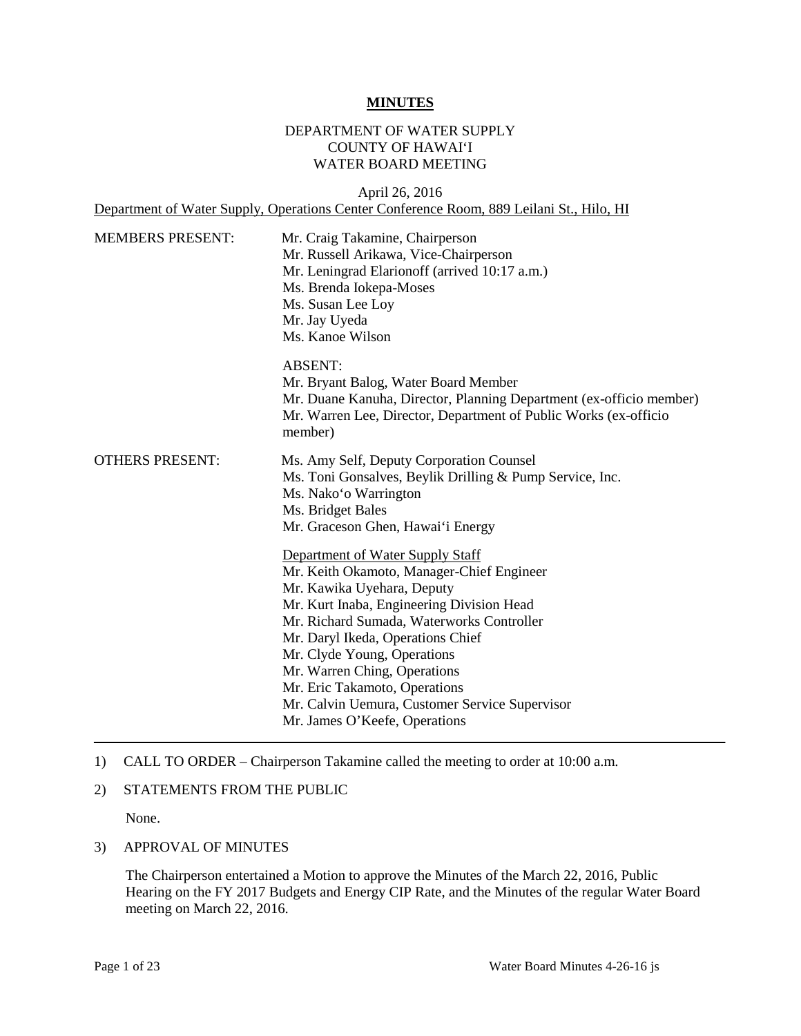**MINUTES**

DEPARTMENT OF WATER SUPPLY
COUNTY OF HAWAI'I
WATER BOARD MEETING

April 26, 2016
Department of Water Supply, Operations Center Conference Room, 889 Leilani St., Hilo, HI

MEMBERS PRESENT:

Mr. Craig Takamine, Chairperson
Mr. Russell Arikawa, Vice-Chairperson
Mr. Leningrad Elarionoff (arrived 10:17 a.m.)
Ms. Brenda Iokepa-Moses
Ms. Susan Lee Loy
Mr. Jay Uyeda
Ms. Kanoe Wilson

ABSENT:
Mr. Bryant Balog, Water Board Member
Mr. Duane Kanuha, Director, Planning Department (ex-officio member)
Mr. Warren Lee, Director, Department of Public Works (ex-officio member)

OTHERS PRESENT:

Ms. Amy Self, Deputy Corporation Counsel
Ms. Toni Gonsalves, Beylik Drilling & Pump Service, Inc.
Ms. Nako'o Warrington
Ms. Bridget Bales
Mr. Graceson Ghen, Hawai'i Energy

Department of Water Supply Staff
Mr. Keith Okamoto, Manager-Chief Engineer
Mr. Kawika Uyehara, Deputy
Mr. Kurt Inaba, Engineering Division Head
Mr. Richard Sumada, Waterworks Controller
Mr. Daryl Ikeda, Operations Chief
Mr. Clyde Young, Operations
Mr. Warren Ching, Operations
Mr. Eric Takamoto, Operations
Mr. Calvin Uemura, Customer Service Supervisor
Mr. James O'Keefe, Operations

---

1) CALL TO ORDER – Chairperson Takamine called the meeting to order at 10:00 a.m.

2) STATEMENTS FROM THE PUBLIC

   None.

3) APPROVAL OF MINUTES

   The Chairperson entertained a Motion to approve the Minutes of the March 22, 2016, Public Hearing on the FY 2017 Budgets and Energy CIP Rate, and the Minutes of the regular Water Board meeting on March 22, 2016.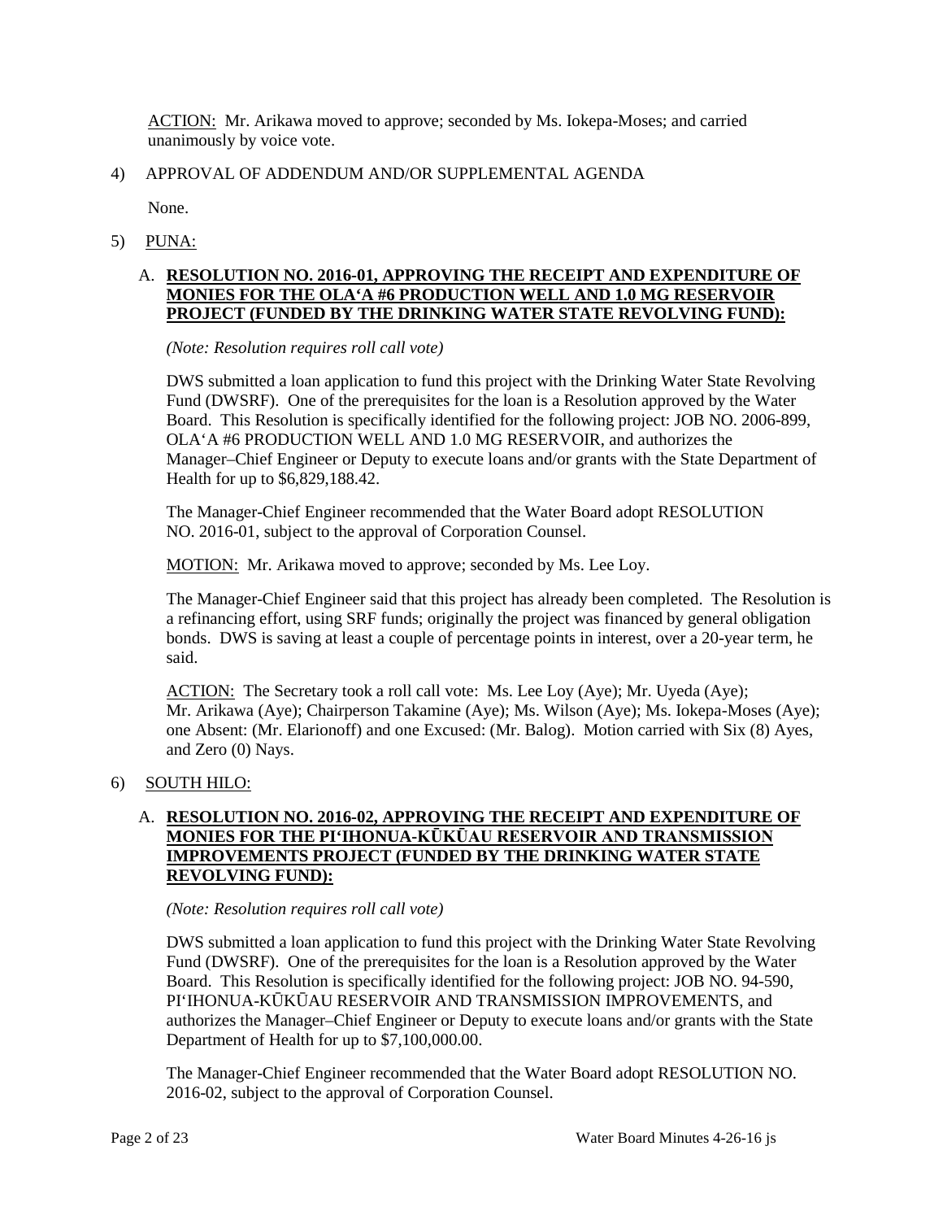ACTION: Mr. Arikawa moved to approve; seconded by Ms. Iokepa-Moses; and carried unanimously by voice vote.

4) APPROVAL OF ADDENDUM AND/OR SUPPLEMENTAL AGENDA

None.

5) PUNA:

A. **RESOLUTION NO. 2016-01, APPROVING THE RECEIPT AND EXPENDITURE OF MONIES FOR THE OLAʻA #6 PRODUCTION WELL AND 1.0 MG RESERVOIR PROJECT (FUNDED BY THE DRINKING WATER STATE REVOLVING FUND):**

*(Note: Resolution requires roll call vote)*

DWS submitted a loan application to fund this project with the Drinking Water State Revolving Fund (DWSRF). One of the prerequisites for the loan is a Resolution approved by the Water Board. This Resolution is specifically identified for the following project: JOB NO. 2006-899, OLAʻA #6 PRODUCTION WELL AND 1.0 MG RESERVOIR, and authorizes the Manager–Chief Engineer or Deputy to execute loans and/or grants with the State Department of Health for up to $6,829,188.42.

The Manager-Chief Engineer recommended that the Water Board adopt RESOLUTION NO. 2016-01, subject to the approval of Corporation Counsel.

MOTION: Mr. Arikawa moved to approve; seconded by Ms. Lee Loy.

The Manager-Chief Engineer said that this project has already been completed. The Resolution is a refinancing effort, using SRF funds; originally the project was financed by general obligation bonds. DWS is saving at least a couple of percentage points in interest, over a 20-year term, he said.

ACTION: The Secretary took a roll call vote: Ms. Lee Loy (Aye); Mr. Uyeda (Aye); Mr. Arikawa (Aye); Chairperson Takamine (Aye); Ms. Wilson (Aye); Ms. Iokepa-Moses (Aye); one Absent: (Mr. Elarionoff) and one Excused: (Mr. Balog). Motion carried with Six (8) Ayes, and Zero (0) Nays.

6) SOUTH HILO:

A. **RESOLUTION NO. 2016-02, APPROVING THE RECEIPT AND EXPENDITURE OF MONIES FOR THE PIʻIHONUA-KŪKŪAU RESERVOIR AND TRANSMISSION IMPROVEMENTS PROJECT (FUNDED BY THE DRINKING WATER STATE REVOLVING FUND):**

*(Note: Resolution requires roll call vote)*

DWS submitted a loan application to fund this project with the Drinking Water State Revolving Fund (DWSRF). One of the prerequisites for the loan is a Resolution approved by the Water Board. This Resolution is specifically identified for the following project: JOB NO. 94-590, PIʻIHONUA-KŪKŪAU RESERVOIR AND TRANSMISSION IMPROVEMENTS, and authorizes the Manager–Chief Engineer or Deputy to execute loans and/or grants with the State Department of Health for up to $7,100,000.00.

The Manager-Chief Engineer recommended that the Water Board adopt RESOLUTION NO. 2016-02, subject to the approval of Corporation Counsel.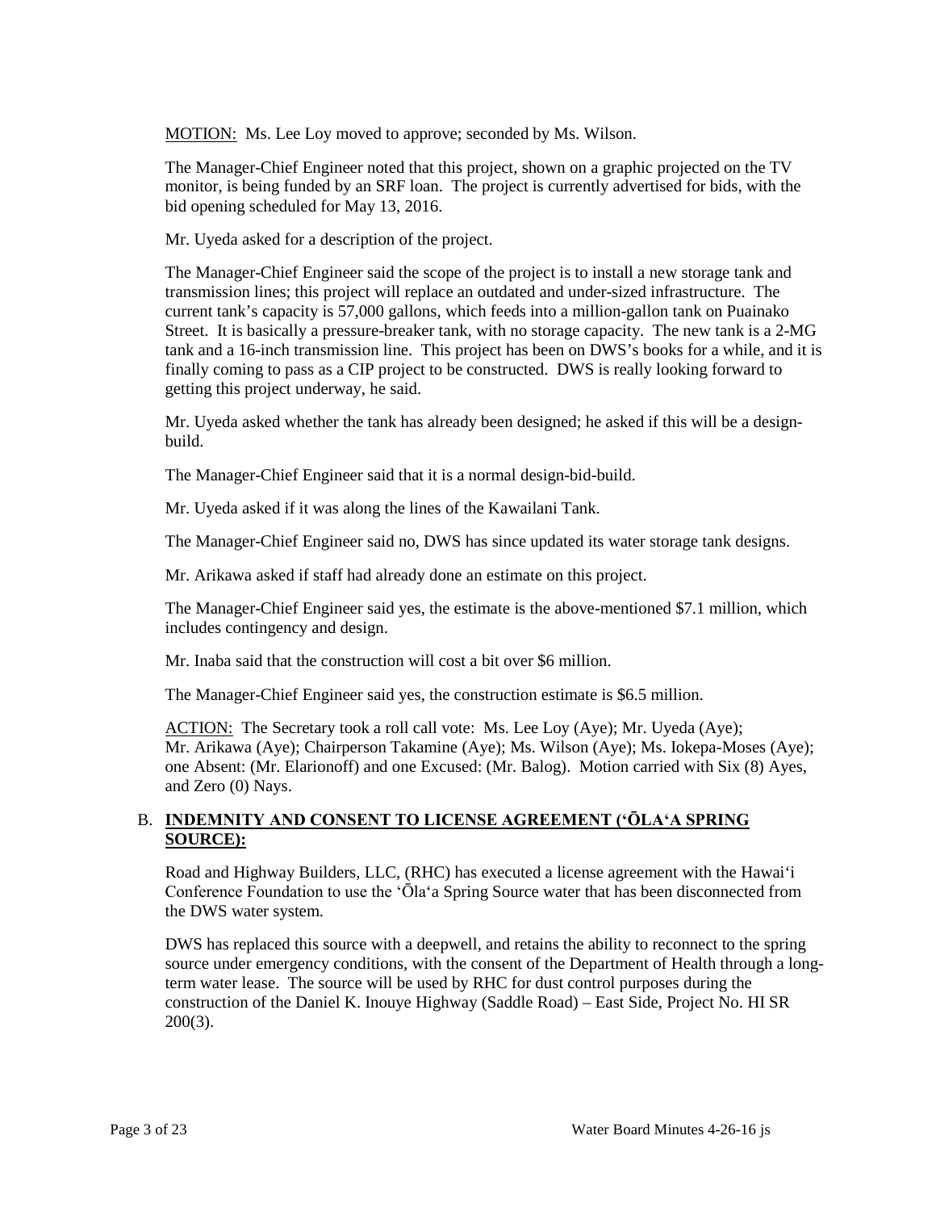MOTION: Ms. Lee Loy moved to approve; seconded by Ms. Wilson.

The Manager-Chief Engineer noted that this project, shown on a graphic projected on the TV monitor, is being funded by an SRF loan. The project is currently advertised for bids, with the bid opening scheduled for May 13, 2016.

Mr. Uyeda asked for a description of the project.

The Manager-Chief Engineer said the scope of the project is to install a new storage tank and transmission lines; this project will replace an outdated and under-sized infrastructure. The current tank's capacity is 57,000 gallons, which feeds into a million-gallon tank on Puainako Street. It is basically a pressure-breaker tank, with no storage capacity. The new tank is a 2-MG tank and a 16-inch transmission line. This project has been on DWS's books for a while, and it is finally coming to pass as a CIP project to be constructed. DWS is really looking forward to getting this project underway, he said.

Mr. Uyeda asked whether the tank has already been designed; he asked if this will be a design-build.

The Manager-Chief Engineer said that it is a normal design-bid-build.

Mr. Uyeda asked if it was along the lines of the Kawailani Tank.

The Manager-Chief Engineer said no, DWS has since updated its water storage tank designs.

Mr. Arikawa asked if staff had already done an estimate on this project.

The Manager-Chief Engineer said yes, the estimate is the above-mentioned $7.1 million, which includes contingency and design.

Mr. Inaba said that the construction will cost a bit over $6 million.

The Manager-Chief Engineer said yes, the construction estimate is $6.5 million.

ACTION: The Secretary took a roll call vote: Ms. Lee Loy (Aye); Mr. Uyeda (Aye); Mr. Arikawa (Aye); Chairperson Takamine (Aye); Ms. Wilson (Aye); Ms. Iokepa-Moses (Aye); one Absent: (Mr. Elarionoff) and one Excused: (Mr. Balog). Motion carried with Six (8) Ayes, and Zero (0) Nays.

## B. INDEMNITY AND CONSENT TO LICENSE AGREEMENT ('ŌLA'A SPRING SOURCE):

Road and Highway Builders, LLC, (RHC) has executed a license agreement with the Hawai'i Conference Foundation to use the 'Ōla'a Spring Source water that has been disconnected from the DWS water system.

DWS has replaced this source with a deepwell, and retains the ability to reconnect to the spring source under emergency conditions, with the consent of the Department of Health through a long-term water lease. The source will be used by RHC for dust control purposes during the construction of the Daniel K. Inouye Highway (Saddle Road) – East Side, Project No. HI SR 200(3).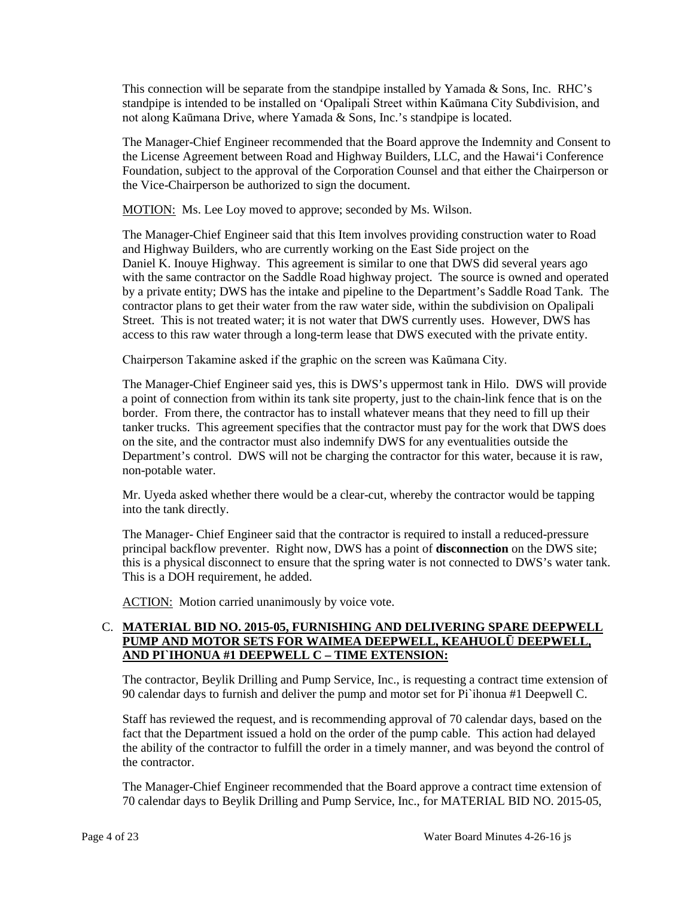This connection will be separate from the standpipe installed by Yamada & Sons, Inc. RHC's standpipe is intended to be installed on 'Opalipali Street within Kaūmana City Subdivision, and not along Kaūmana Drive, where Yamada & Sons, Inc.'s standpipe is located.

The Manager-Chief Engineer recommended that the Board approve the Indemnity and Consent to the License Agreement between Road and Highway Builders, LLC, and the Hawai'i Conference Foundation, subject to the approval of the Corporation Counsel and that either the Chairperson or the Vice-Chairperson be authorized to sign the document.

MOTION: Ms. Lee Loy moved to approve; seconded by Ms. Wilson.

The Manager-Chief Engineer said that this Item involves providing construction water to Road and Highway Builders, who are currently working on the East Side project on the Daniel K. Inouye Highway. This agreement is similar to one that DWS did several years ago with the same contractor on the Saddle Road highway project. The source is owned and operated by a private entity; DWS has the intake and pipeline to the Department's Saddle Road Tank. The contractor plans to get their water from the raw water side, within the subdivision on Opalipali Street. This is not treated water; it is not water that DWS currently uses. However, DWS has access to this raw water through a long-term lease that DWS executed with the private entity.

Chairperson Takamine asked if the graphic on the screen was Kaūmana City.

The Manager-Chief Engineer said yes, this is DWS's uppermost tank in Hilo. DWS will provide a point of connection from within its tank site property, just to the chain-link fence that is on the border. From there, the contractor has to install whatever means that they need to fill up their tanker trucks. This agreement specifies that the contractor must pay for the work that DWS does on the site, and the contractor must also indemnify DWS for any eventualities outside the Department's control. DWS will not be charging the contractor for this water, because it is raw, non-potable water.

Mr. Uyeda asked whether there would be a clear-cut, whereby the contractor would be tapping into the tank directly.

The Manager- Chief Engineer said that the contractor is required to install a reduced-pressure principal backflow preventer. Right now, DWS has a point of **disconnection** on the DWS site; this is a physical disconnect to ensure that the spring water is not connected to DWS's water tank. This is a DOH requirement, he added.

ACTION: Motion carried unanimously by voice vote.

C. **MATERIAL BID NO. 2015-05, FURNISHING AND DELIVERING SPARE DEEPWELL PUMP AND MOTOR SETS FOR WAIMEA DEEPWELL, KEAHUOLŪ DEEPWELL, AND PI`IHONUA #1 DEEPWELL C – TIME EXTENSION:**

The contractor, Beylik Drilling and Pump Service, Inc., is requesting a contract time extension of 90 calendar days to furnish and deliver the pump and motor set for Pi`ihonua #1 Deepwell C.

Staff has reviewed the request, and is recommending approval of 70 calendar days, based on the fact that the Department issued a hold on the order of the pump cable. This action had delayed the ability of the contractor to fulfill the order in a timely manner, and was beyond the control of the contractor.

The Manager-Chief Engineer recommended that the Board approve a contract time extension of 70 calendar days to Beylik Drilling and Pump Service, Inc., for MATERIAL BID NO. 2015-05,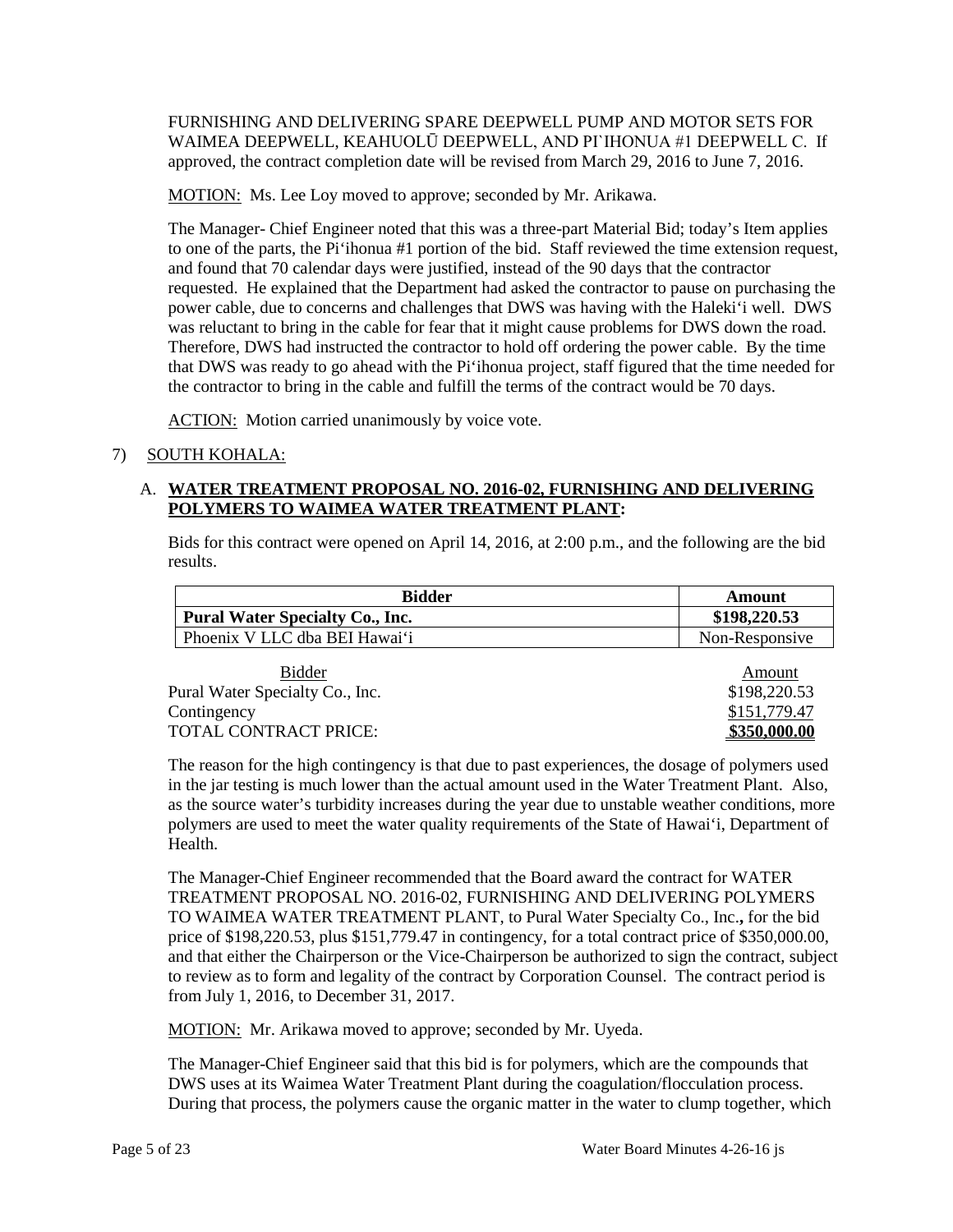FURNISHING AND DELIVERING SPARE DEEPWELL PUMP AND MOTOR SETS FOR WAIMEA DEEPWELL, KEAHUOLŪ DEEPWELL, AND PI`IHONUA #1 DEEPWELL C. If approved, the contract completion date will be revised from March 29, 2016 to June 7, 2016.

MOTION: Ms. Lee Loy moved to approve; seconded by Mr. Arikawa.

The Manager- Chief Engineer noted that this was a three-part Material Bid; today's Item applies to one of the parts, the Pi'ihonua #1 portion of the bid. Staff reviewed the time extension request, and found that 70 calendar days were justified, instead of the 90 days that the contractor requested. He explained that the Department had asked the contractor to pause on purchasing the power cable, due to concerns and challenges that DWS was having with the Haleki'i well. DWS was reluctant to bring in the cable for fear that it might cause problems for DWS down the road. Therefore, DWS had instructed the contractor to hold off ordering the power cable. By the time that DWS was ready to go ahead with the Pi'ihonua project, staff figured that the time needed for the contractor to bring in the cable and fulfill the terms of the contract would be 70 days.

ACTION: Motion carried unanimously by voice vote.

7) SOUTH KOHALA:

A. **WATER TREATMENT PROPOSAL NO. 2016-02, FURNISHING AND DELIVERING POLYMERS TO WAIMEA WATER TREATMENT PLANT:**

Bids for this contract were opened on April 14, 2016, at 2:00 p.m., and the following are the bid results.

| Bidder | Amount |
|---|---|
| **Pural Water Specialty Co., Inc.** | **$198,220.53** |
| Phoenix V LLC dba BEI Hawai'i | Non-Responsive |

| Bidder | Amount |
|---|---|
| Pural Water Specialty Co., Inc. | $198,220.53 |
| Contingency | $151,779.47 |
| TOTAL CONTRACT PRICE: | **$350,000.00** |

The reason for the high contingency is that due to past experiences, the dosage of polymers used in the jar testing is much lower than the actual amount used in the Water Treatment Plant. Also, as the source water's turbidity increases during the year due to unstable weather conditions, more polymers are used to meet the water quality requirements of the State of Hawai'i, Department of Health.

The Manager-Chief Engineer recommended that the Board award the contract for WATER TREATMENT PROPOSAL NO. 2016-02, FURNISHING AND DELIVERING POLYMERS TO WAIMEA WATER TREATMENT PLANT, to Pural Water Specialty Co., Inc.**,** for the bid price of $198,220.53, plus $151,779.47 in contingency, for a total contract price of $350,000.00, and that either the Chairperson or the Vice-Chairperson be authorized to sign the contract, subject to review as to form and legality of the contract by Corporation Counsel. The contract period is from July 1, 2016, to December 31, 2017.

MOTION: Mr. Arikawa moved to approve; seconded by Mr. Uyeda.

The Manager-Chief Engineer said that this bid is for polymers, which are the compounds that DWS uses at its Waimea Water Treatment Plant during the coagulation/flocculation process. During that process, the polymers cause the organic matter in the water to clump together, which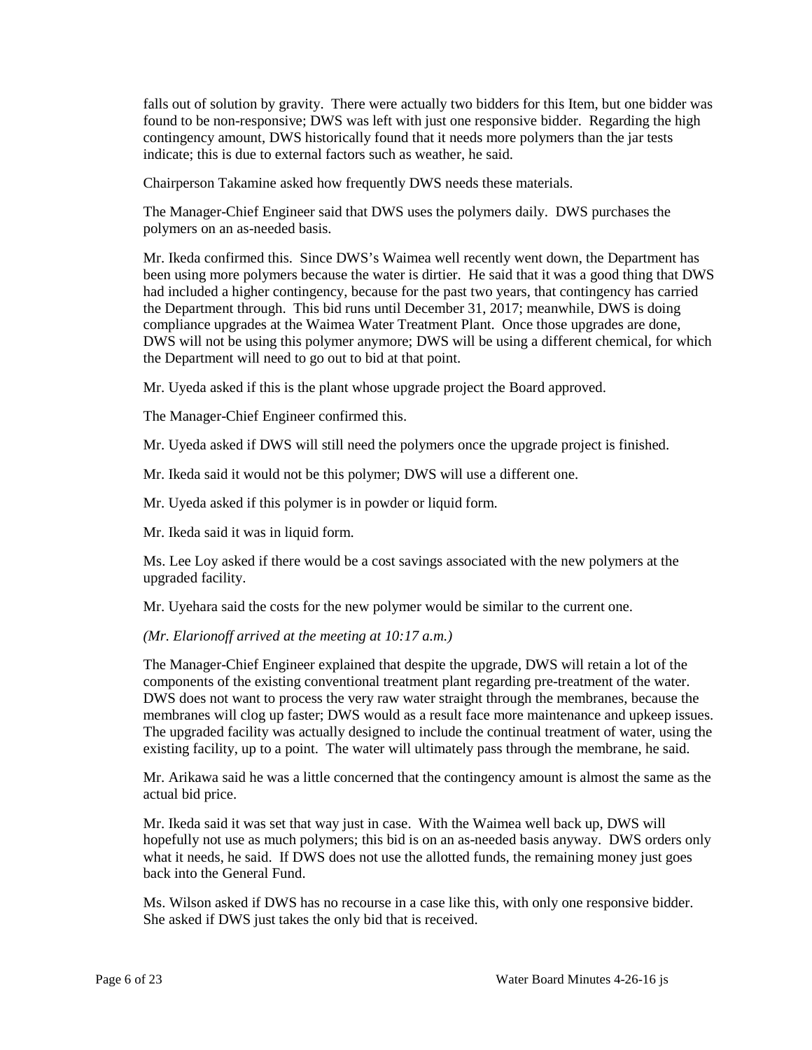falls out of solution by gravity. There were actually two bidders for this Item, but one bidder was found to be non-responsive; DWS was left with just one responsive bidder. Regarding the high contingency amount, DWS historically found that it needs more polymers than the jar tests indicate; this is due to external factors such as weather, he said.

Chairperson Takamine asked how frequently DWS needs these materials.

The Manager-Chief Engineer said that DWS uses the polymers daily. DWS purchases the polymers on an as-needed basis.

Mr. Ikeda confirmed this. Since DWS's Waimea well recently went down, the Department has been using more polymers because the water is dirtier. He said that it was a good thing that DWS had included a higher contingency, because for the past two years, that contingency has carried the Department through. This bid runs until December 31, 2017; meanwhile, DWS is doing compliance upgrades at the Waimea Water Treatment Plant. Once those upgrades are done, DWS will not be using this polymer anymore; DWS will be using a different chemical, for which the Department will need to go out to bid at that point.

Mr. Uyeda asked if this is the plant whose upgrade project the Board approved.

The Manager-Chief Engineer confirmed this.

Mr. Uyeda asked if DWS will still need the polymers once the upgrade project is finished.

Mr. Ikeda said it would not be this polymer; DWS will use a different one.

Mr. Uyeda asked if this polymer is in powder or liquid form.

Mr. Ikeda said it was in liquid form.

Ms. Lee Loy asked if there would be a cost savings associated with the new polymers at the upgraded facility.

Mr. Uyehara said the costs for the new polymer would be similar to the current one.

*(Mr. Elarionoff arrived at the meeting at 10:17 a.m.)*

The Manager-Chief Engineer explained that despite the upgrade, DWS will retain a lot of the components of the existing conventional treatment plant regarding pre-treatment of the water. DWS does not want to process the very raw water straight through the membranes, because the membranes will clog up faster; DWS would as a result face more maintenance and upkeep issues. The upgraded facility was actually designed to include the continual treatment of water, using the existing facility, up to a point. The water will ultimately pass through the membrane, he said.

Mr. Arikawa said he was a little concerned that the contingency amount is almost the same as the actual bid price.

Mr. Ikeda said it was set that way just in case. With the Waimea well back up, DWS will hopefully not use as much polymers; this bid is on an as-needed basis anyway. DWS orders only what it needs, he said. If DWS does not use the allotted funds, the remaining money just goes back into the General Fund.

Ms. Wilson asked if DWS has no recourse in a case like this, with only one responsive bidder. She asked if DWS just takes the only bid that is received.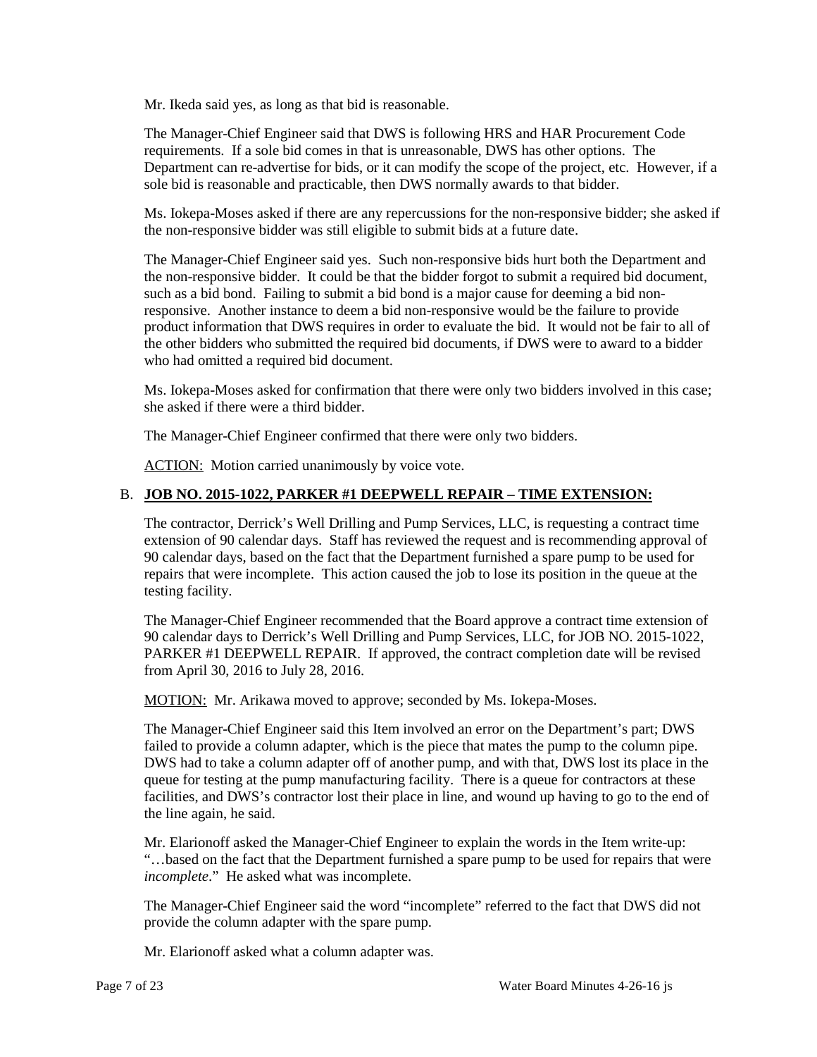Mr. Ikeda said yes, as long as that bid is reasonable.

The Manager-Chief Engineer said that DWS is following HRS and HAR Procurement Code requirements. If a sole bid comes in that is unreasonable, DWS has other options. The Department can re-advertise for bids, or it can modify the scope of the project, etc. However, if a sole bid is reasonable and practicable, then DWS normally awards to that bidder.

Ms. Iokepa-Moses asked if there are any repercussions for the non-responsive bidder; she asked if the non-responsive bidder was still eligible to submit bids at a future date.

The Manager-Chief Engineer said yes. Such non-responsive bids hurt both the Department and the non-responsive bidder. It could be that the bidder forgot to submit a required bid document, such as a bid bond. Failing to submit a bid bond is a major cause for deeming a bid non-responsive. Another instance to deem a bid non-responsive would be the failure to provide product information that DWS requires in order to evaluate the bid. It would not be fair to all of the other bidders who submitted the required bid documents, if DWS were to award to a bidder who had omitted a required bid document.

Ms. Iokepa-Moses asked for confirmation that there were only two bidders involved in this case; she asked if there were a third bidder.

The Manager-Chief Engineer confirmed that there were only two bidders.

<u>ACTION:</u> Motion carried unanimously by voice vote.

B. **<u>JOB NO. 2015-1022, PARKER #1 DEEPWELL REPAIR – TIME EXTENSION:</u>**

The contractor, Derrick's Well Drilling and Pump Services, LLC, is requesting a contract time extension of 90 calendar days. Staff has reviewed the request and is recommending approval of 90 calendar days, based on the fact that the Department furnished a spare pump to be used for repairs that were incomplete. This action caused the job to lose its position in the queue at the testing facility.

The Manager-Chief Engineer recommended that the Board approve a contract time extension of 90 calendar days to Derrick's Well Drilling and Pump Services, LLC, for JOB NO. 2015-1022, PARKER #1 DEEPWELL REPAIR. If approved, the contract completion date will be revised from April 30, 2016 to July 28, 2016.

<u>MOTION:</u> Mr. Arikawa moved to approve; seconded by Ms. Iokepa-Moses.

The Manager-Chief Engineer said this Item involved an error on the Department's part; DWS failed to provide a column adapter, which is the piece that mates the pump to the column pipe. DWS had to take a column adapter off of another pump, and with that, DWS lost its place in the queue for testing at the pump manufacturing facility. There is a queue for contractors at these facilities, and DWS's contractor lost their place in line, and wound up having to go to the end of the line again, he said.

Mr. Elarionoff asked the Manager-Chief Engineer to explain the words in the Item write-up: "…based on the fact that the Department furnished a spare pump to be used for repairs that were *incomplete*." He asked what was incomplete.

The Manager-Chief Engineer said the word "incomplete" referred to the fact that DWS did not provide the column adapter with the spare pump.

Mr. Elarionoff asked what a column adapter was.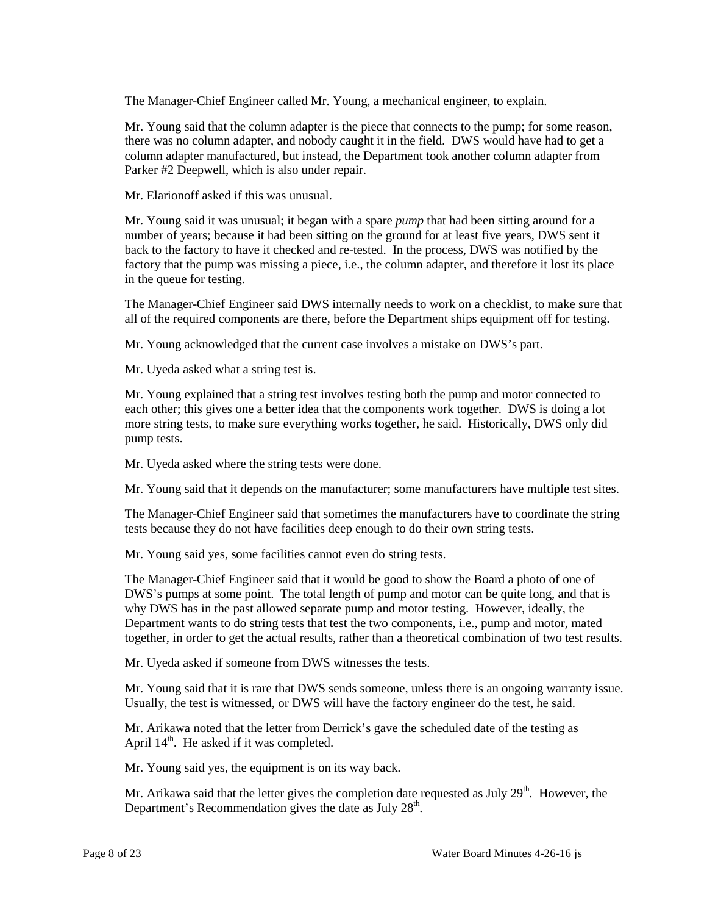The Manager-Chief Engineer called Mr. Young, a mechanical engineer, to explain.

Mr. Young said that the column adapter is the piece that connects to the pump; for some reason, there was no column adapter, and nobody caught it in the field. DWS would have had to get a column adapter manufactured, but instead, the Department took another column adapter from Parker #2 Deepwell, which is also under repair.

Mr. Elarionoff asked if this was unusual.

Mr. Young said it was unusual; it began with a spare *pump* that had been sitting around for a number of years; because it had been sitting on the ground for at least five years, DWS sent it back to the factory to have it checked and re-tested. In the process, DWS was notified by the factory that the pump was missing a piece, i.e., the column adapter, and therefore it lost its place in the queue for testing.

The Manager-Chief Engineer said DWS internally needs to work on a checklist, to make sure that all of the required components are there, before the Department ships equipment off for testing.

Mr. Young acknowledged that the current case involves a mistake on DWS's part.

Mr. Uyeda asked what a string test is.

Mr. Young explained that a string test involves testing both the pump and motor connected to each other; this gives one a better idea that the components work together. DWS is doing a lot more string tests, to make sure everything works together, he said. Historically, DWS only did pump tests.

Mr. Uyeda asked where the string tests were done.

Mr. Young said that it depends on the manufacturer; some manufacturers have multiple test sites.

The Manager-Chief Engineer said that sometimes the manufacturers have to coordinate the string tests because they do not have facilities deep enough to do their own string tests.

Mr. Young said yes, some facilities cannot even do string tests.

The Manager-Chief Engineer said that it would be good to show the Board a photo of one of DWS's pumps at some point. The total length of pump and motor can be quite long, and that is why DWS has in the past allowed separate pump and motor testing. However, ideally, the Department wants to do string tests that test the two components, i.e., pump and motor, mated together, in order to get the actual results, rather than a theoretical combination of two test results.

Mr. Uyeda asked if someone from DWS witnesses the tests.

Mr. Young said that it is rare that DWS sends someone, unless there is an ongoing warranty issue. Usually, the test is witnessed, or DWS will have the factory engineer do the test, he said.

Mr. Arikawa noted that the letter from Derrick's gave the scheduled date of the testing as April 14th. He asked if it was completed.

Mr. Young said yes, the equipment is on its way back.

Mr. Arikawa said that the letter gives the completion date requested as July 29th. However, the Department's Recommendation gives the date as July 28th.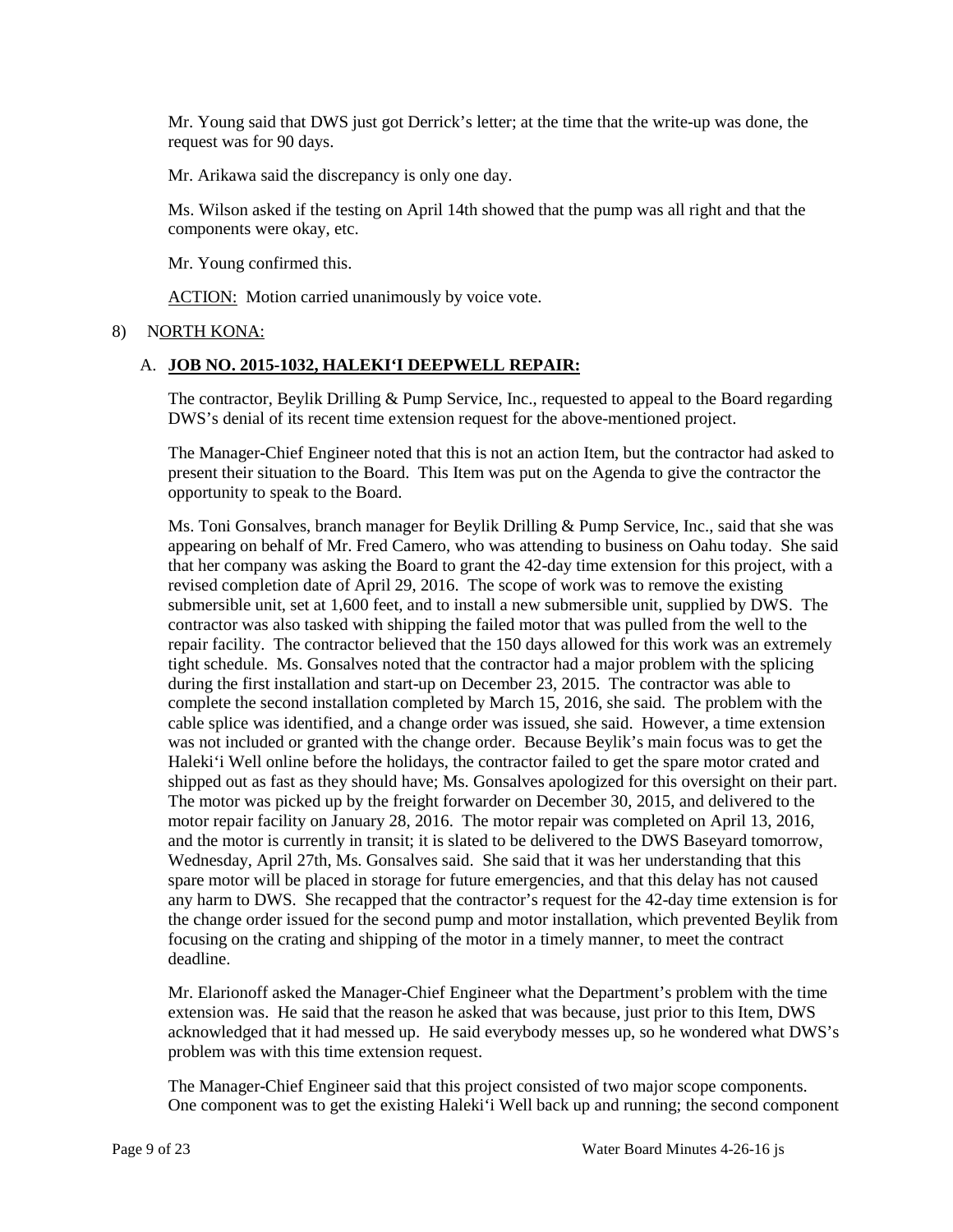Mr. Young said that DWS just got Derrick's letter; at the time that the write-up was done, the request was for 90 days.

Mr. Arikawa said the discrepancy is only one day.

Ms. Wilson asked if the testing on April 14th showed that the pump was all right and that the components were okay, etc.

Mr. Young confirmed this.

ACTION: Motion carried unanimously by voice vote.

8) NORTH KONA:

A. **JOB NO. 2015-1032, HALEKI'I DEEPWELL REPAIR:**

The contractor, Beylik Drilling & Pump Service, Inc., requested to appeal to the Board regarding DWS's denial of its recent time extension request for the above-mentioned project.

The Manager-Chief Engineer noted that this is not an action Item, but the contractor had asked to present their situation to the Board. This Item was put on the Agenda to give the contractor the opportunity to speak to the Board.

Ms. Toni Gonsalves, branch manager for Beylik Drilling & Pump Service, Inc., said that she was appearing on behalf of Mr. Fred Camero, who was attending to business on Oahu today. She said that her company was asking the Board to grant the 42-day time extension for this project, with a revised completion date of April 29, 2016. The scope of work was to remove the existing submersible unit, set at 1,600 feet, and to install a new submersible unit, supplied by DWS. The contractor was also tasked with shipping the failed motor that was pulled from the well to the repair facility. The contractor believed that the 150 days allowed for this work was an extremely tight schedule. Ms. Gonsalves noted that the contractor had a major problem with the splicing during the first installation and start-up on December 23, 2015. The contractor was able to complete the second installation completed by March 15, 2016, she said. The problem with the cable splice was identified, and a change order was issued, she said. However, a time extension was not included or granted with the change order. Because Beylik's main focus was to get the Haleki'i Well online before the holidays, the contractor failed to get the spare motor crated and shipped out as fast as they should have; Ms. Gonsalves apologized for this oversight on their part. The motor was picked up by the freight forwarder on December 30, 2015, and delivered to the motor repair facility on January 28, 2016. The motor repair was completed on April 13, 2016, and the motor is currently in transit; it is slated to be delivered to the DWS Baseyard tomorrow, Wednesday, April 27th, Ms. Gonsalves said. She said that it was her understanding that this spare motor will be placed in storage for future emergencies, and that this delay has not caused any harm to DWS. She recapped that the contractor's request for the 42-day time extension is for the change order issued for the second pump and motor installation, which prevented Beylik from focusing on the crating and shipping of the motor in a timely manner, to meet the contract deadline.

Mr. Elarionoff asked the Manager-Chief Engineer what the Department's problem with the time extension was. He said that the reason he asked that was because, just prior to this Item, DWS acknowledged that it had messed up. He said everybody messes up, so he wondered what DWS's problem was with this time extension request.

The Manager-Chief Engineer said that this project consisted of two major scope components. One component was to get the existing Haleki'i Well back up and running; the second component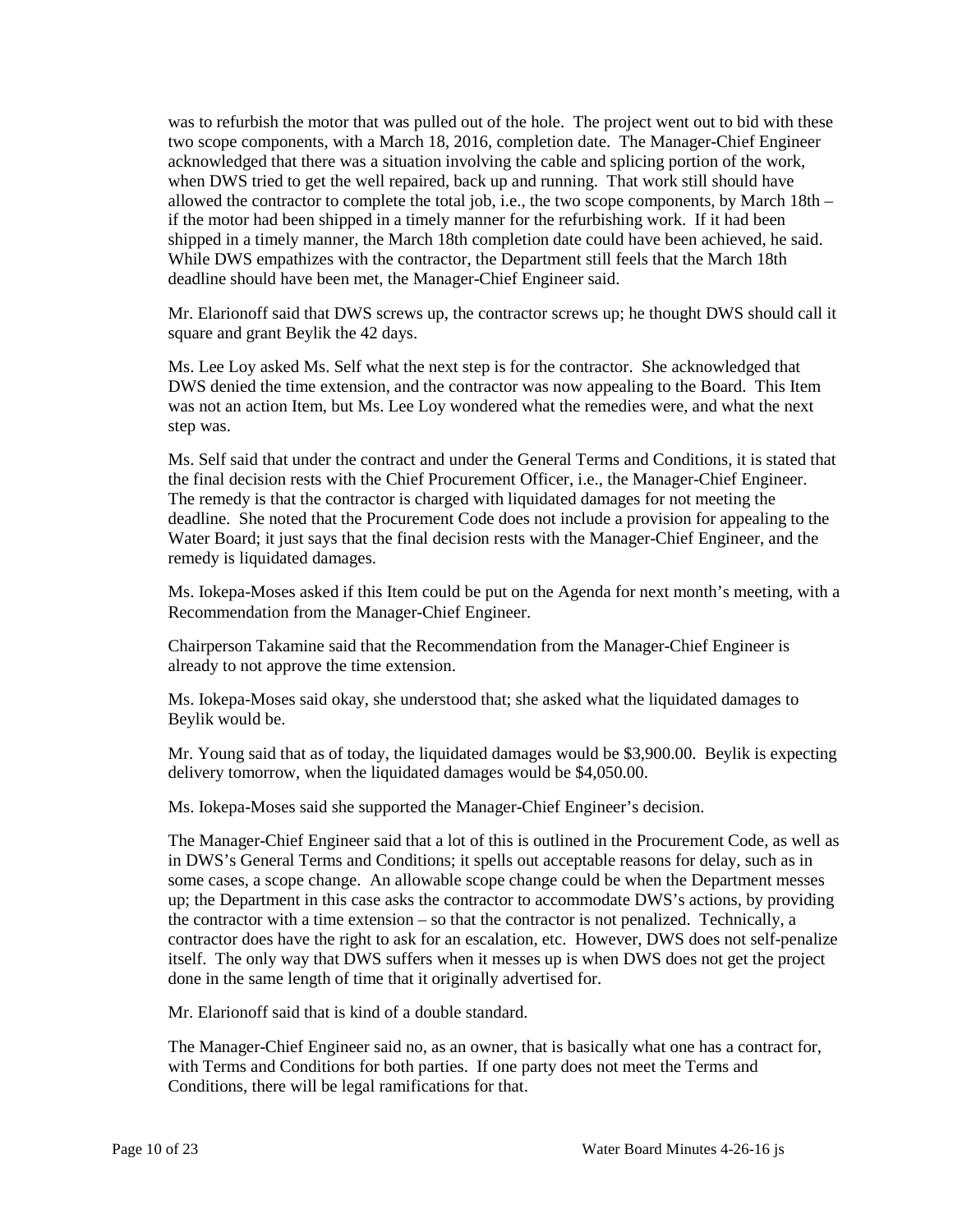was to refurbish the motor that was pulled out of the hole. The project went out to bid with these two scope components, with a March 18, 2016, completion date. The Manager-Chief Engineer acknowledged that there was a situation involving the cable and splicing portion of the work, when DWS tried to get the well repaired, back up and running. That work still should have allowed the contractor to complete the total job, i.e., the two scope components, by March 18th – if the motor had been shipped in a timely manner for the refurbishing work. If it had been shipped in a timely manner, the March 18th completion date could have been achieved, he said. While DWS empathizes with the contractor, the Department still feels that the March 18th deadline should have been met, the Manager-Chief Engineer said.

Mr. Elarionoff said that DWS screws up, the contractor screws up; he thought DWS should call it square and grant Beylik the 42 days.

Ms. Lee Loy asked Ms. Self what the next step is for the contractor. She acknowledged that DWS denied the time extension, and the contractor was now appealing to the Board. This Item was not an action Item, but Ms. Lee Loy wondered what the remedies were, and what the next step was.

Ms. Self said that under the contract and under the General Terms and Conditions, it is stated that the final decision rests with the Chief Procurement Officer, i.e., the Manager-Chief Engineer. The remedy is that the contractor is charged with liquidated damages for not meeting the deadline. She noted that the Procurement Code does not include a provision for appealing to the Water Board; it just says that the final decision rests with the Manager-Chief Engineer, and the remedy is liquidated damages.

Ms. Iokepa-Moses asked if this Item could be put on the Agenda for next month's meeting, with a Recommendation from the Manager-Chief Engineer.

Chairperson Takamine said that the Recommendation from the Manager-Chief Engineer is already to not approve the time extension.

Ms. Iokepa-Moses said okay, she understood that; she asked what the liquidated damages to Beylik would be.

Mr. Young said that as of today, the liquidated damages would be $3,900.00. Beylik is expecting delivery tomorrow, when the liquidated damages would be $4,050.00.

Ms. Iokepa-Moses said she supported the Manager-Chief Engineer's decision.

The Manager-Chief Engineer said that a lot of this is outlined in the Procurement Code, as well as in DWS's General Terms and Conditions; it spells out acceptable reasons for delay, such as in some cases, a scope change. An allowable scope change could be when the Department messes up; the Department in this case asks the contractor to accommodate DWS's actions, by providing the contractor with a time extension – so that the contractor is not penalized. Technically, a contractor does have the right to ask for an escalation, etc. However, DWS does not self-penalize itself. The only way that DWS suffers when it messes up is when DWS does not get the project done in the same length of time that it originally advertised for.

Mr. Elarionoff said that is kind of a double standard.

The Manager-Chief Engineer said no, as an owner, that is basically what one has a contract for, with Terms and Conditions for both parties. If one party does not meet the Terms and Conditions, there will be legal ramifications for that.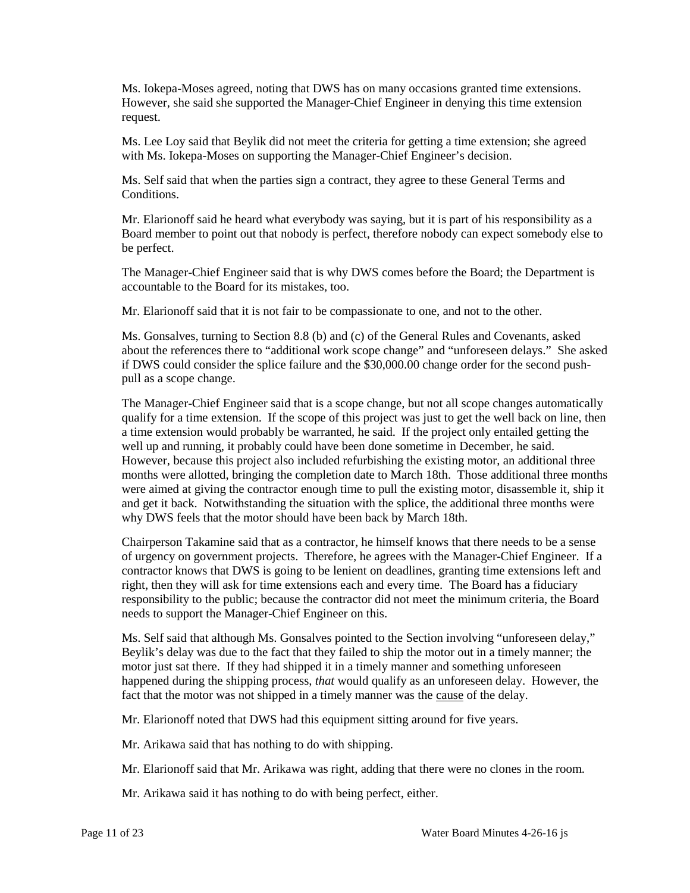Ms. Iokepa-Moses agreed, noting that DWS has on many occasions granted time extensions. However, she said she supported the Manager-Chief Engineer in denying this time extension request.

Ms. Lee Loy said that Beylik did not meet the criteria for getting a time extension; she agreed with Ms. Iokepa-Moses on supporting the Manager-Chief Engineer's decision.

Ms. Self said that when the parties sign a contract, they agree to these General Terms and Conditions.

Mr. Elarionoff said he heard what everybody was saying, but it is part of his responsibility as a Board member to point out that nobody is perfect, therefore nobody can expect somebody else to be perfect.

The Manager-Chief Engineer said that is why DWS comes before the Board; the Department is accountable to the Board for its mistakes, too.

Mr. Elarionoff said that it is not fair to be compassionate to one, and not to the other.

Ms. Gonsalves, turning to Section 8.8 (b) and (c) of the General Rules and Covenants, asked about the references there to "additional work scope change" and "unforeseen delays." She asked if DWS could consider the splice failure and the $30,000.00 change order for the second push-pull as a scope change.

The Manager-Chief Engineer said that is a scope change, but not all scope changes automatically qualify for a time extension. If the scope of this project was just to get the well back on line, then a time extension would probably be warranted, he said. If the project only entailed getting the well up and running, it probably could have been done sometime in December, he said. However, because this project also included refurbishing the existing motor, an additional three months were allotted, bringing the completion date to March 18th. Those additional three months were aimed at giving the contractor enough time to pull the existing motor, disassemble it, ship it and get it back. Notwithstanding the situation with the splice, the additional three months were why DWS feels that the motor should have been back by March 18th.

Chairperson Takamine said that as a contractor, he himself knows that there needs to be a sense of urgency on government projects. Therefore, he agrees with the Manager-Chief Engineer. If a contractor knows that DWS is going to be lenient on deadlines, granting time extensions left and right, then they will ask for time extensions each and every time. The Board has a fiduciary responsibility to the public; because the contractor did not meet the minimum criteria, the Board needs to support the Manager-Chief Engineer on this.

Ms. Self said that although Ms. Gonsalves pointed to the Section involving "unforeseen delay," Beylik's delay was due to the fact that they failed to ship the motor out in a timely manner; the motor just sat there. If they had shipped it in a timely manner and something unforeseen happened during the shipping process, *that* would qualify as an unforeseen delay. However, the fact that the motor was not shipped in a timely manner was the <u>cause</u> of the delay.

Mr. Elarionoff noted that DWS had this equipment sitting around for five years.

Mr. Arikawa said that has nothing to do with shipping.

Mr. Elarionoff said that Mr. Arikawa was right, adding that there were no clones in the room.

Mr. Arikawa said it has nothing to do with being perfect, either.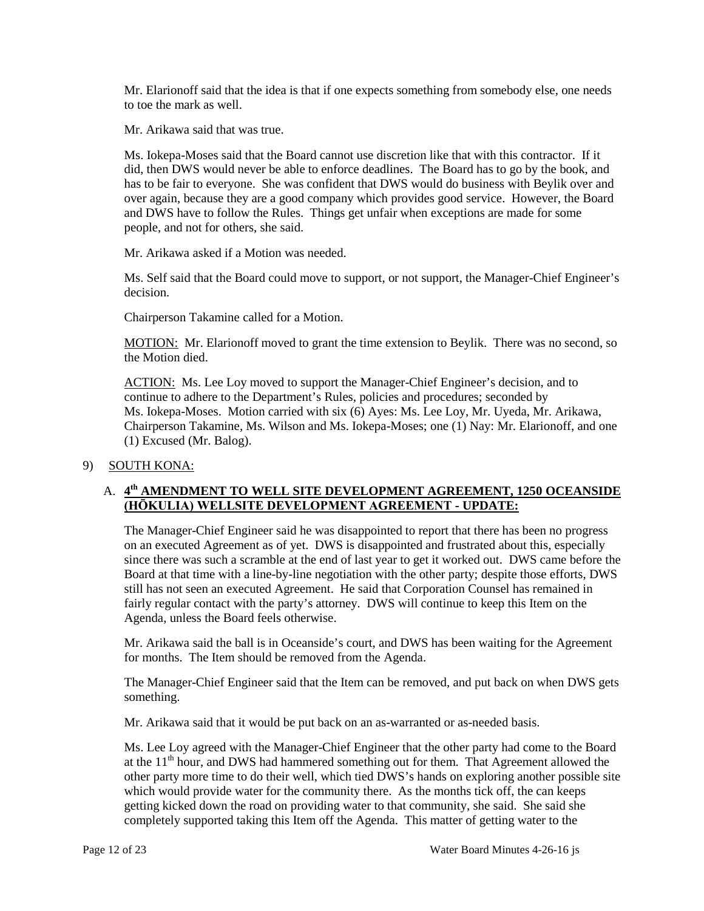Mr. Elarionoff said that the idea is that if one expects something from somebody else, one needs to toe the mark as well.

Mr. Arikawa said that was true.

Ms. Iokepa-Moses said that the Board cannot use discretion like that with this contractor. If it did, then DWS would never be able to enforce deadlines. The Board has to go by the book, and has to be fair to everyone. She was confident that DWS would do business with Beylik over and over again, because they are a good company which provides good service. However, the Board and DWS have to follow the Rules. Things get unfair when exceptions are made for some people, and not for others, she said.

Mr. Arikawa asked if a Motion was needed.

Ms. Self said that the Board could move to support, or not support, the Manager-Chief Engineer's decision.

Chairperson Takamine called for a Motion.

MOTION: Mr. Elarionoff moved to grant the time extension to Beylik. There was no second, so the Motion died.

ACTION: Ms. Lee Loy moved to support the Manager-Chief Engineer's decision, and to continue to adhere to the Department's Rules, policies and procedures; seconded by Ms. Iokepa-Moses. Motion carried with six (6) Ayes: Ms. Lee Loy, Mr. Uyeda, Mr. Arikawa, Chairperson Takamine, Ms. Wilson and Ms. Iokepa-Moses; one (1) Nay: Mr. Elarionoff, and one (1) Excused (Mr. Balog).

9) SOUTH KONA:

A. **4th AMENDMENT TO WELL SITE DEVELOPMENT AGREEMENT, 1250 OCEANSIDE (HŌKULIA) WELLSITE DEVELOPMENT AGREEMENT - UPDATE:**

The Manager-Chief Engineer said he was disappointed to report that there has been no progress on an executed Agreement as of yet. DWS is disappointed and frustrated about this, especially since there was such a scramble at the end of last year to get it worked out. DWS came before the Board at that time with a line-by-line negotiation with the other party; despite those efforts, DWS still has not seen an executed Agreement. He said that Corporation Counsel has remained in fairly regular contact with the party's attorney. DWS will continue to keep this Item on the Agenda, unless the Board feels otherwise.

Mr. Arikawa said the ball is in Oceanside's court, and DWS has been waiting for the Agreement for months. The Item should be removed from the Agenda.

The Manager-Chief Engineer said that the Item can be removed, and put back on when DWS gets something.

Mr. Arikawa said that it would be put back on an as-warranted or as-needed basis.

Ms. Lee Loy agreed with the Manager-Chief Engineer that the other party had come to the Board at the 11th hour, and DWS had hammered something out for them. That Agreement allowed the other party more time to do their well, which tied DWS's hands on exploring another possible site which would provide water for the community there. As the months tick off, the can keeps getting kicked down the road on providing water to that community, she said. She said she completely supported taking this Item off the Agenda. This matter of getting water to the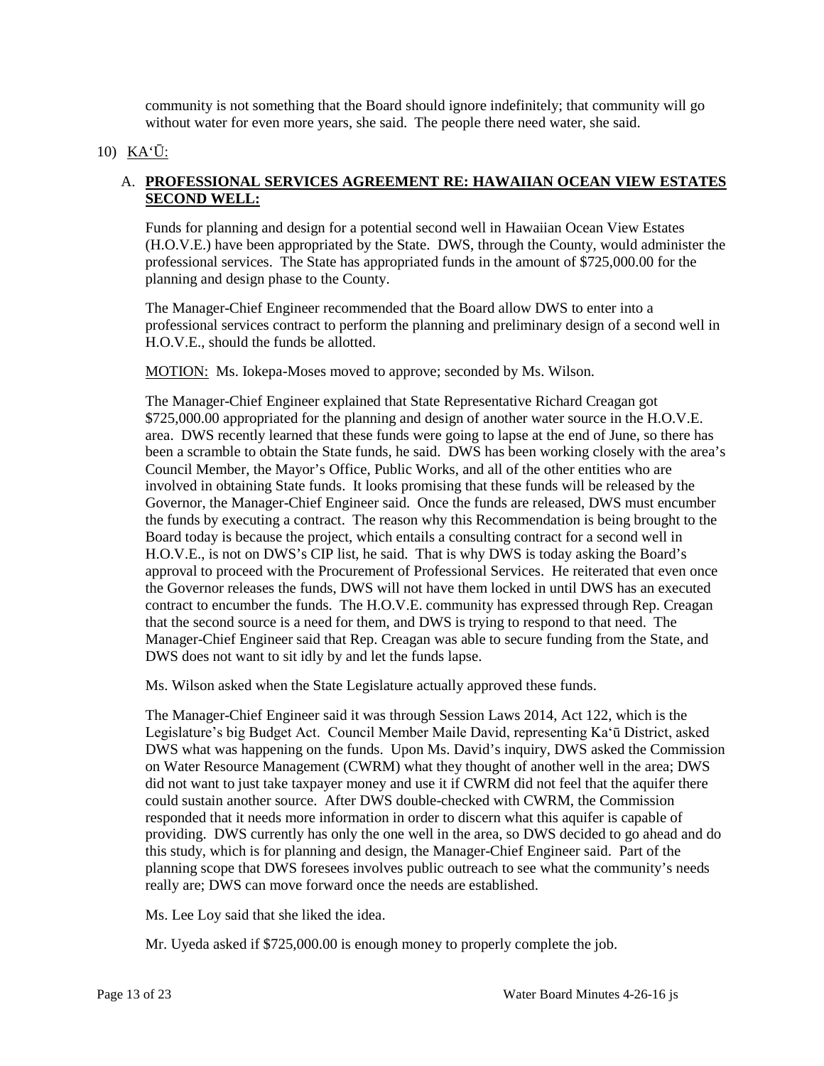community is not something that the Board should ignore indefinitely; that community will go without water for even more years, she said. The people there need water, she said.

10) KAʻŪ:

A. **PROFESSIONAL SERVICES AGREEMENT RE: HAWAIIAN OCEAN VIEW ESTATES SECOND WELL:**

Funds for planning and design for a potential second well in Hawaiian Ocean View Estates (H.O.V.E.) have been appropriated by the State. DWS, through the County, would administer the professional services. The State has appropriated funds in the amount of $725,000.00 for the planning and design phase to the County.

The Manager-Chief Engineer recommended that the Board allow DWS to enter into a professional services contract to perform the planning and preliminary design of a second well in H.O.V.E., should the funds be allotted.

MOTION: Ms. Iokepa-Moses moved to approve; seconded by Ms. Wilson.

The Manager-Chief Engineer explained that State Representative Richard Creagan got $725,000.00 appropriated for the planning and design of another water source in the H.O.V.E. area. DWS recently learned that these funds were going to lapse at the end of June, so there has been a scramble to obtain the State funds, he said. DWS has been working closely with the area's Council Member, the Mayor's Office, Public Works, and all of the other entities who are involved in obtaining State funds. It looks promising that these funds will be released by the Governor, the Manager-Chief Engineer said. Once the funds are released, DWS must encumber the funds by executing a contract. The reason why this Recommendation is being brought to the Board today is because the project, which entails a consulting contract for a second well in H.O.V.E., is not on DWS's CIP list, he said. That is why DWS is today asking the Board's approval to proceed with the Procurement of Professional Services. He reiterated that even once the Governor releases the funds, DWS will not have them locked in until DWS has an executed contract to encumber the funds. The H.O.V.E. community has expressed through Rep. Creagan that the second source is a need for them, and DWS is trying to respond to that need. The Manager-Chief Engineer said that Rep. Creagan was able to secure funding from the State, and DWS does not want to sit idly by and let the funds lapse.

Ms. Wilson asked when the State Legislature actually approved these funds.

The Manager-Chief Engineer said it was through Session Laws 2014, Act 122, which is the Legislature's big Budget Act. Council Member Maile David, representing Kaʻū District, asked DWS what was happening on the funds. Upon Ms. David's inquiry, DWS asked the Commission on Water Resource Management (CWRM) what they thought of another well in the area; DWS did not want to just take taxpayer money and use it if CWRM did not feel that the aquifer there could sustain another source. After DWS double-checked with CWRM, the Commission responded that it needs more information in order to discern what this aquifer is capable of providing. DWS currently has only the one well in the area, so DWS decided to go ahead and do this study, which is for planning and design, the Manager-Chief Engineer said. Part of the planning scope that DWS foresees involves public outreach to see what the community's needs really are; DWS can move forward once the needs are established.

Ms. Lee Loy said that she liked the idea.

Mr. Uyeda asked if $725,000.00 is enough money to properly complete the job.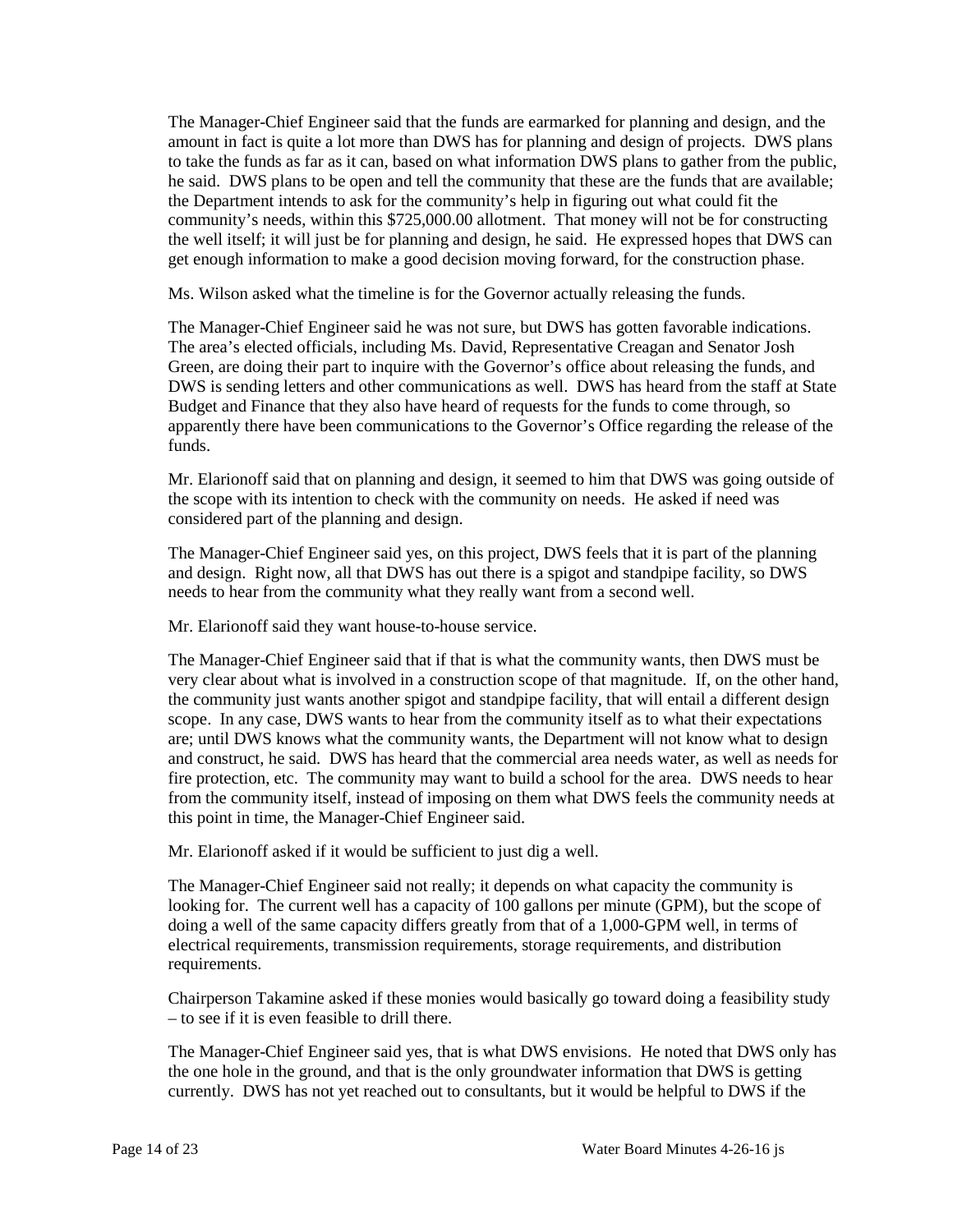The Manager-Chief Engineer said that the funds are earmarked for planning and design, and the amount in fact is quite a lot more than DWS has for planning and design of projects. DWS plans to take the funds as far as it can, based on what information DWS plans to gather from the public, he said. DWS plans to be open and tell the community that these are the funds that are available; the Department intends to ask for the community's help in figuring out what could fit the community's needs, within this $725,000.00 allotment. That money will not be for constructing the well itself; it will just be for planning and design, he said. He expressed hopes that DWS can get enough information to make a good decision moving forward, for the construction phase.

Ms. Wilson asked what the timeline is for the Governor actually releasing the funds.

The Manager-Chief Engineer said he was not sure, but DWS has gotten favorable indications. The area's elected officials, including Ms. David, Representative Creagan and Senator Josh Green, are doing their part to inquire with the Governor's office about releasing the funds, and DWS is sending letters and other communications as well. DWS has heard from the staff at State Budget and Finance that they also have heard of requests for the funds to come through, so apparently there have been communications to the Governor's Office regarding the release of the funds.

Mr. Elarionoff said that on planning and design, it seemed to him that DWS was going outside of the scope with its intention to check with the community on needs. He asked if need was considered part of the planning and design.

The Manager-Chief Engineer said yes, on this project, DWS feels that it is part of the planning and design. Right now, all that DWS has out there is a spigot and standpipe facility, so DWS needs to hear from the community what they really want from a second well.

Mr. Elarionoff said they want house-to-house service.

The Manager-Chief Engineer said that if that is what the community wants, then DWS must be very clear about what is involved in a construction scope of that magnitude. If, on the other hand, the community just wants another spigot and standpipe facility, that will entail a different design scope. In any case, DWS wants to hear from the community itself as to what their expectations are; until DWS knows what the community wants, the Department will not know what to design and construct, he said. DWS has heard that the commercial area needs water, as well as needs for fire protection, etc. The community may want to build a school for the area. DWS needs to hear from the community itself, instead of imposing on them what DWS feels the community needs at this point in time, the Manager-Chief Engineer said.

Mr. Elarionoff asked if it would be sufficient to just dig a well.

The Manager-Chief Engineer said not really; it depends on what capacity the community is looking for. The current well has a capacity of 100 gallons per minute (GPM), but the scope of doing a well of the same capacity differs greatly from that of a 1,000-GPM well, in terms of electrical requirements, transmission requirements, storage requirements, and distribution requirements.

Chairperson Takamine asked if these monies would basically go toward doing a feasibility study – to see if it is even feasible to drill there.

The Manager-Chief Engineer said yes, that is what DWS envisions. He noted that DWS only has the one hole in the ground, and that is the only groundwater information that DWS is getting currently. DWS has not yet reached out to consultants, but it would be helpful to DWS if the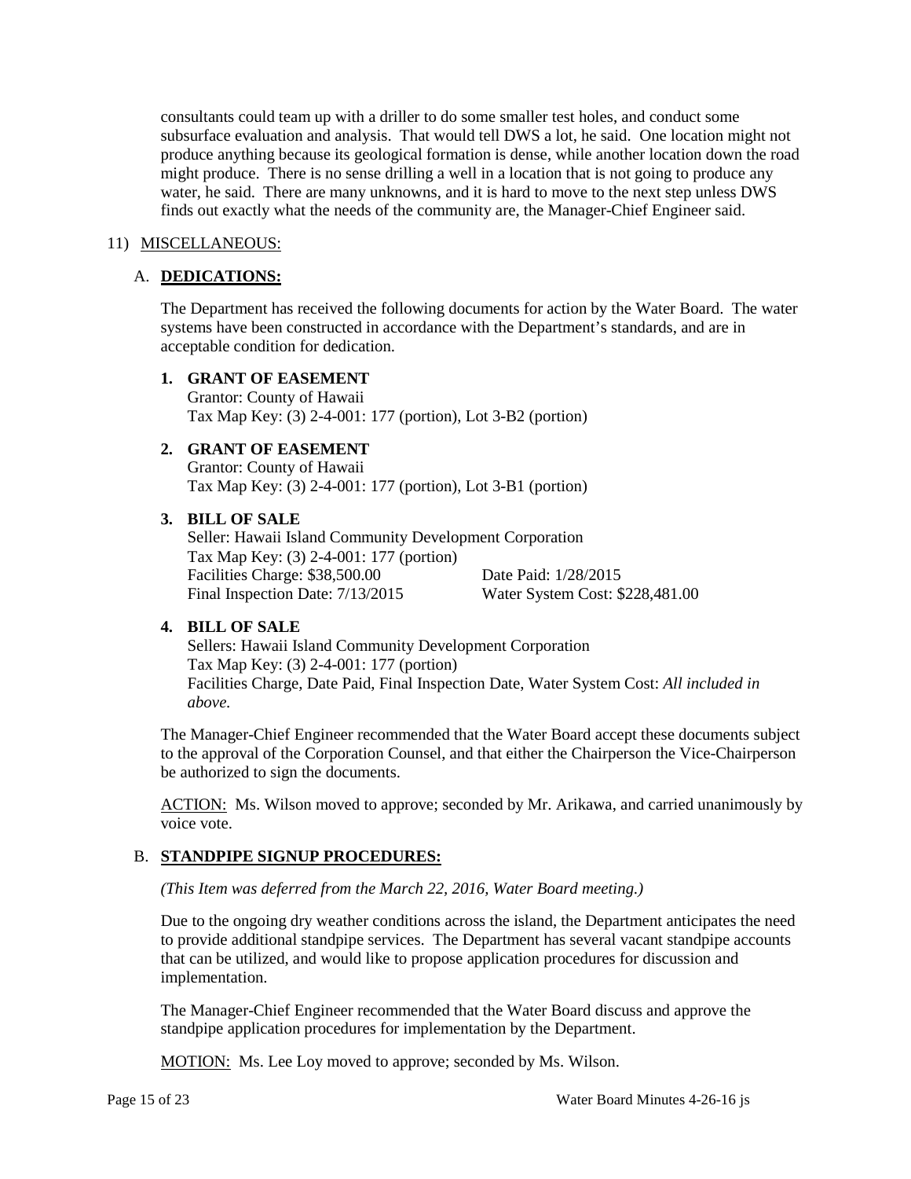consultants could team up with a driller to do some smaller test holes, and conduct some subsurface evaluation and analysis. That would tell DWS a lot, he said. One location might not produce anything because its geological formation is dense, while another location down the road might produce. There is no sense drilling a well in a location that is not going to produce any water, he said. There are many unknowns, and it is hard to move to the next step unless DWS finds out exactly what the needs of the community are, the Manager-Chief Engineer said.

11) MISCELLANEOUS:

A. **DEDICATIONS:**

The Department has received the following documents for action by the Water Board. The water systems have been constructed in accordance with the Department's standards, and are in acceptable condition for dedication.

1. **GRANT OF EASEMENT**
   Grantor: County of Hawaii
   Tax Map Key: (3) 2-4-001: 177 (portion), Lot 3-B2 (portion)

2. **GRANT OF EASEMENT**
   Grantor: County of Hawaii
   Tax Map Key: (3) 2-4-001: 177 (portion), Lot 3-B1 (portion)

3. **BILL OF SALE**
   Seller: Hawaii Island Community Development Corporation
   Tax Map Key: (3) 2-4-001: 177 (portion)
   Facilities Charge: $38,500.00 Date Paid: 1/28/2015
   Final Inspection Date: 7/13/2015 Water System Cost: $228,481.00

4. **BILL OF SALE**
   Sellers: Hawaii Island Community Development Corporation
   Tax Map Key: (3) 2-4-001: 177 (portion)
   Facilities Charge, Date Paid, Final Inspection Date, Water System Cost: *All included in above.*

The Manager-Chief Engineer recommended that the Water Board accept these documents subject to the approval of the Corporation Counsel, and that either the Chairperson the Vice-Chairperson be authorized to sign the documents.

ACTION: Ms. Wilson moved to approve; seconded by Mr. Arikawa, and carried unanimously by voice vote.

B. **STANDPIPE SIGNUP PROCEDURES:**

*(This Item was deferred from the March 22, 2016, Water Board meeting.)*

Due to the ongoing dry weather conditions across the island, the Department anticipates the need to provide additional standpipe services. The Department has several vacant standpipe accounts that can be utilized, and would like to propose application procedures for discussion and implementation.

The Manager-Chief Engineer recommended that the Water Board discuss and approve the standpipe application procedures for implementation by the Department.

MOTION: Ms. Lee Loy moved to approve; seconded by Ms. Wilson.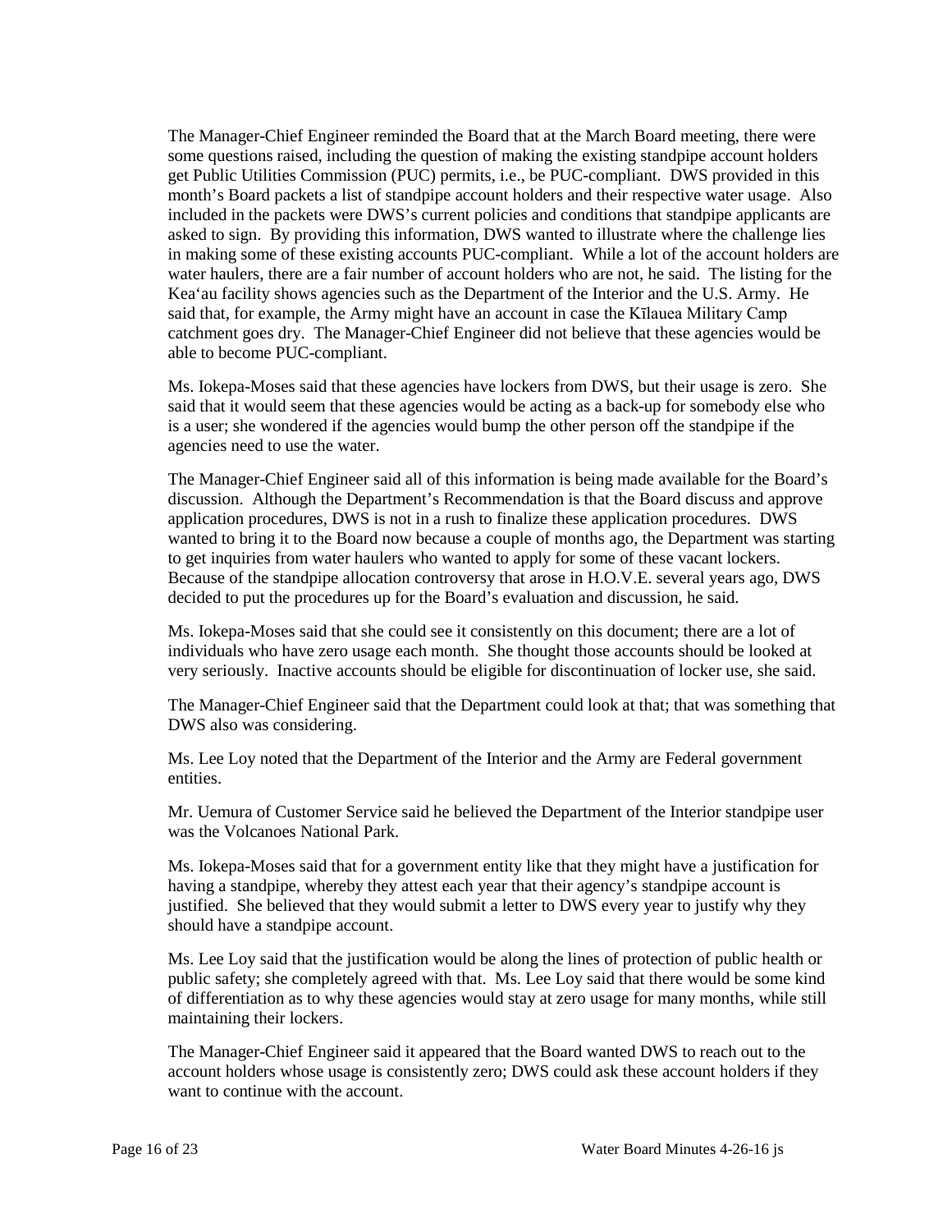The Manager-Chief Engineer reminded the Board that at the March Board meeting, there were some questions raised, including the question of making the existing standpipe account holders get Public Utilities Commission (PUC) permits, i.e., be PUC-compliant. DWS provided in this month's Board packets a list of standpipe account holders and their respective water usage. Also included in the packets were DWS's current policies and conditions that standpipe applicants are asked to sign. By providing this information, DWS wanted to illustrate where the challenge lies in making some of these existing accounts PUC-compliant. While a lot of the account holders are water haulers, there are a fair number of account holders who are not, he said. The listing for the Kea'au facility shows agencies such as the Department of the Interior and the U.S. Army. He said that, for example, the Army might have an account in case the Kīlauea Military Camp catchment goes dry. The Manager-Chief Engineer did not believe that these agencies would be able to become PUC-compliant.

Ms. Iokepa-Moses said that these agencies have lockers from DWS, but their usage is zero. She said that it would seem that these agencies would be acting as a back-up for somebody else who is a user; she wondered if the agencies would bump the other person off the standpipe if the agencies need to use the water.

The Manager-Chief Engineer said all of this information is being made available for the Board's discussion. Although the Department's Recommendation is that the Board discuss and approve application procedures, DWS is not in a rush to finalize these application procedures. DWS wanted to bring it to the Board now because a couple of months ago, the Department was starting to get inquiries from water haulers who wanted to apply for some of these vacant lockers. Because of the standpipe allocation controversy that arose in H.O.V.E. several years ago, DWS decided to put the procedures up for the Board's evaluation and discussion, he said.

Ms. Iokepa-Moses said that she could see it consistently on this document; there are a lot of individuals who have zero usage each month. She thought those accounts should be looked at very seriously. Inactive accounts should be eligible for discontinuation of locker use, she said.

The Manager-Chief Engineer said that the Department could look at that; that was something that DWS also was considering.

Ms. Lee Loy noted that the Department of the Interior and the Army are Federal government entities.

Mr. Uemura of Customer Service said he believed the Department of the Interior standpipe user was the Volcanoes National Park.

Ms. Iokepa-Moses said that for a government entity like that they might have a justification for having a standpipe, whereby they attest each year that their agency's standpipe account is justified. She believed that they would submit a letter to DWS every year to justify why they should have a standpipe account.

Ms. Lee Loy said that the justification would be along the lines of protection of public health or public safety; she completely agreed with that. Ms. Lee Loy said that there would be some kind of differentiation as to why these agencies would stay at zero usage for many months, while still maintaining their lockers.

The Manager-Chief Engineer said it appeared that the Board wanted DWS to reach out to the account holders whose usage is consistently zero; DWS could ask these account holders if they want to continue with the account.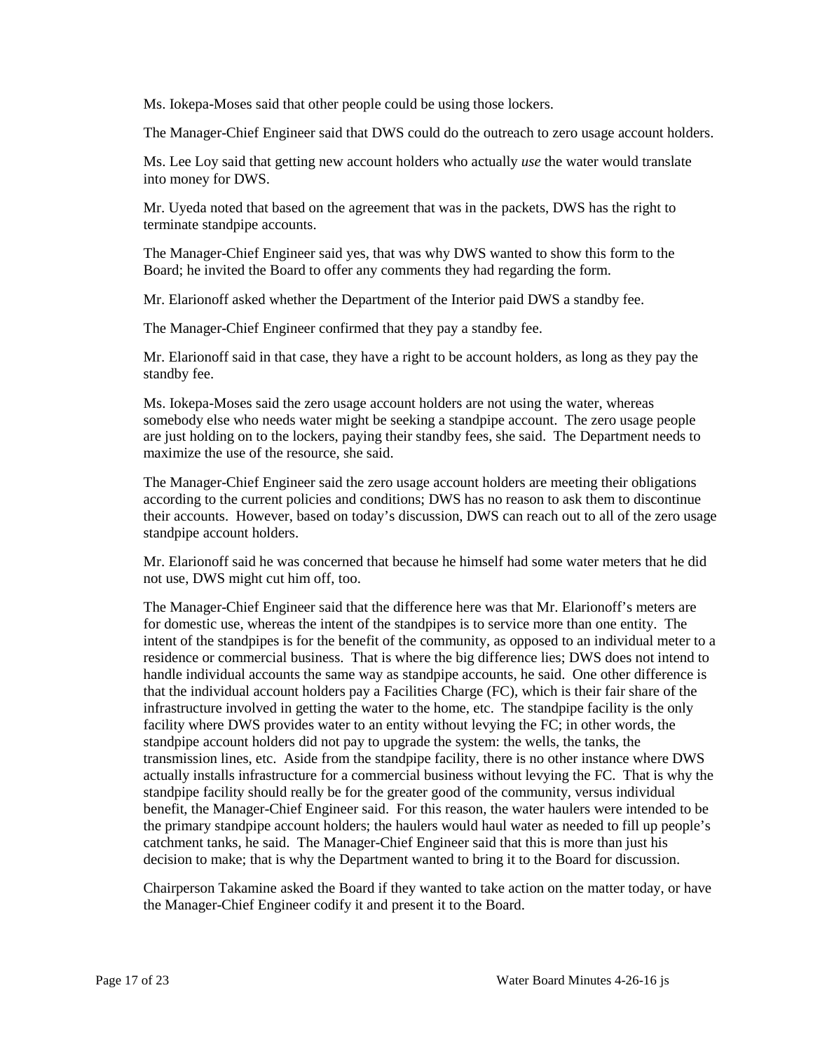Ms. Iokepa-Moses said that other people could be using those lockers.

The Manager-Chief Engineer said that DWS could do the outreach to zero usage account holders.

Ms. Lee Loy said that getting new account holders who actually *use* the water would translate into money for DWS.

Mr. Uyeda noted that based on the agreement that was in the packets, DWS has the right to terminate standpipe accounts.

The Manager-Chief Engineer said yes, that was why DWS wanted to show this form to the Board; he invited the Board to offer any comments they had regarding the form.

Mr. Elarionoff asked whether the Department of the Interior paid DWS a standby fee.

The Manager-Chief Engineer confirmed that they pay a standby fee.

Mr. Elarionoff said in that case, they have a right to be account holders, as long as they pay the standby fee.

Ms. Iokepa-Moses said the zero usage account holders are not using the water, whereas somebody else who needs water might be seeking a standpipe account. The zero usage people are just holding on to the lockers, paying their standby fees, she said. The Department needs to maximize the use of the resource, she said.

The Manager-Chief Engineer said the zero usage account holders are meeting their obligations according to the current policies and conditions; DWS has no reason to ask them to discontinue their accounts. However, based on today's discussion, DWS can reach out to all of the zero usage standpipe account holders.

Mr. Elarionoff said he was concerned that because he himself had some water meters that he did not use, DWS might cut him off, too.

The Manager-Chief Engineer said that the difference here was that Mr. Elarionoff's meters are for domestic use, whereas the intent of the standpipes is to service more than one entity. The intent of the standpipes is for the benefit of the community, as opposed to an individual meter to a residence or commercial business. That is where the big difference lies; DWS does not intend to handle individual accounts the same way as standpipe accounts, he said. One other difference is that the individual account holders pay a Facilities Charge (FC), which is their fair share of the infrastructure involved in getting the water to the home, etc. The standpipe facility is the only facility where DWS provides water to an entity without levying the FC; in other words, the standpipe account holders did not pay to upgrade the system: the wells, the tanks, the transmission lines, etc. Aside from the standpipe facility, there is no other instance where DWS actually installs infrastructure for a commercial business without levying the FC. That is why the standpipe facility should really be for the greater good of the community, versus individual benefit, the Manager-Chief Engineer said. For this reason, the water haulers were intended to be the primary standpipe account holders; the haulers would haul water as needed to fill up people's catchment tanks, he said. The Manager-Chief Engineer said that this is more than just his decision to make; that is why the Department wanted to bring it to the Board for discussion.

Chairperson Takamine asked the Board if they wanted to take action on the matter today, or have the Manager-Chief Engineer codify it and present it to the Board.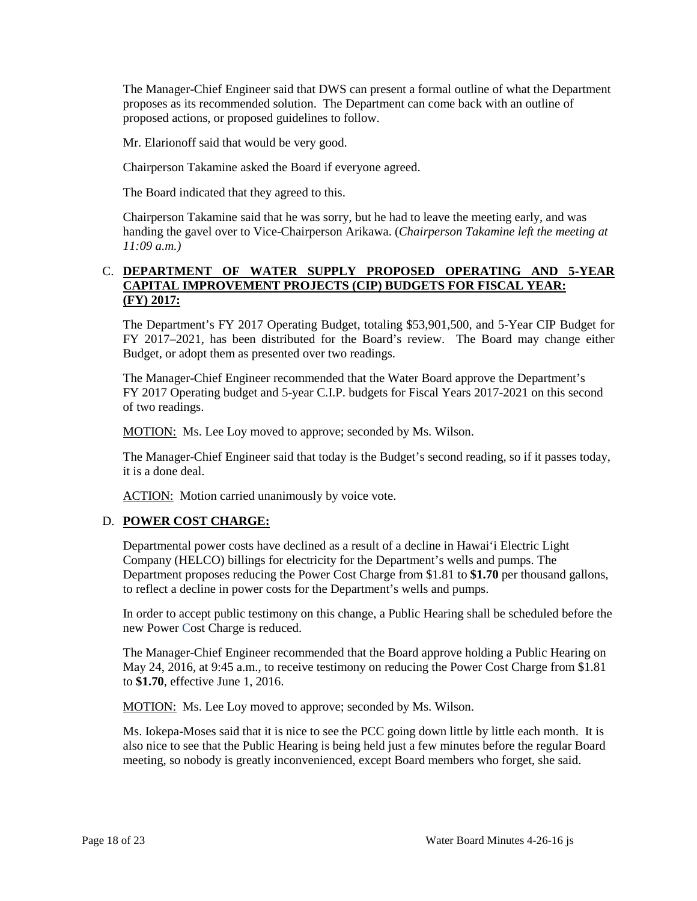The Manager-Chief Engineer said that DWS can present a formal outline of what the Department proposes as its recommended solution. The Department can come back with an outline of proposed actions, or proposed guidelines to follow.

Mr. Elarionoff said that would be very good.

Chairperson Takamine asked the Board if everyone agreed.

The Board indicated that they agreed to this.

Chairperson Takamine said that he was sorry, but he had to leave the meeting early, and was handing the gavel over to Vice-Chairperson Arikawa. (*Chairperson Takamine left the meeting at 11:09 a.m.)*

C. **DEPARTMENT OF WATER SUPPLY PROPOSED OPERATING AND 5-YEAR CAPITAL IMPROVEMENT PROJECTS (CIP) BUDGETS FOR FISCAL YEAR: (FY) 2017:**

The Department's FY 2017 Operating Budget, totaling $53,901,500, and 5-Year CIP Budget for FY 2017–2021, has been distributed for the Board's review. The Board may change either Budget, or adopt them as presented over two readings.

The Manager-Chief Engineer recommended that the Water Board approve the Department's FY 2017 Operating budget and 5-year C.I.P. budgets for Fiscal Years 2017-2021 on this second of two readings.

MOTION: Ms. Lee Loy moved to approve; seconded by Ms. Wilson.

The Manager-Chief Engineer said that today is the Budget's second reading, so if it passes today, it is a done deal.

ACTION: Motion carried unanimously by voice vote.

D. **POWER COST CHARGE:**

Departmental power costs have declined as a result of a decline in Hawai'i Electric Light Company (HELCO) billings for electricity for the Department's wells and pumps. The Department proposes reducing the Power Cost Charge from $1.81 to **$1.70** per thousand gallons, to reflect a decline in power costs for the Department's wells and pumps.

In order to accept public testimony on this change, a Public Hearing shall be scheduled before the new Power Cost Charge is reduced.

The Manager-Chief Engineer recommended that the Board approve holding a Public Hearing on May 24, 2016, at 9:45 a.m., to receive testimony on reducing the Power Cost Charge from $1.81 to **$1.70**, effective June 1, 2016.

MOTION: Ms. Lee Loy moved to approve; seconded by Ms. Wilson.

Ms. Iokepa-Moses said that it is nice to see the PCC going down little by little each month. It is also nice to see that the Public Hearing is being held just a few minutes before the regular Board meeting, so nobody is greatly inconvenienced, except Board members who forget, she said.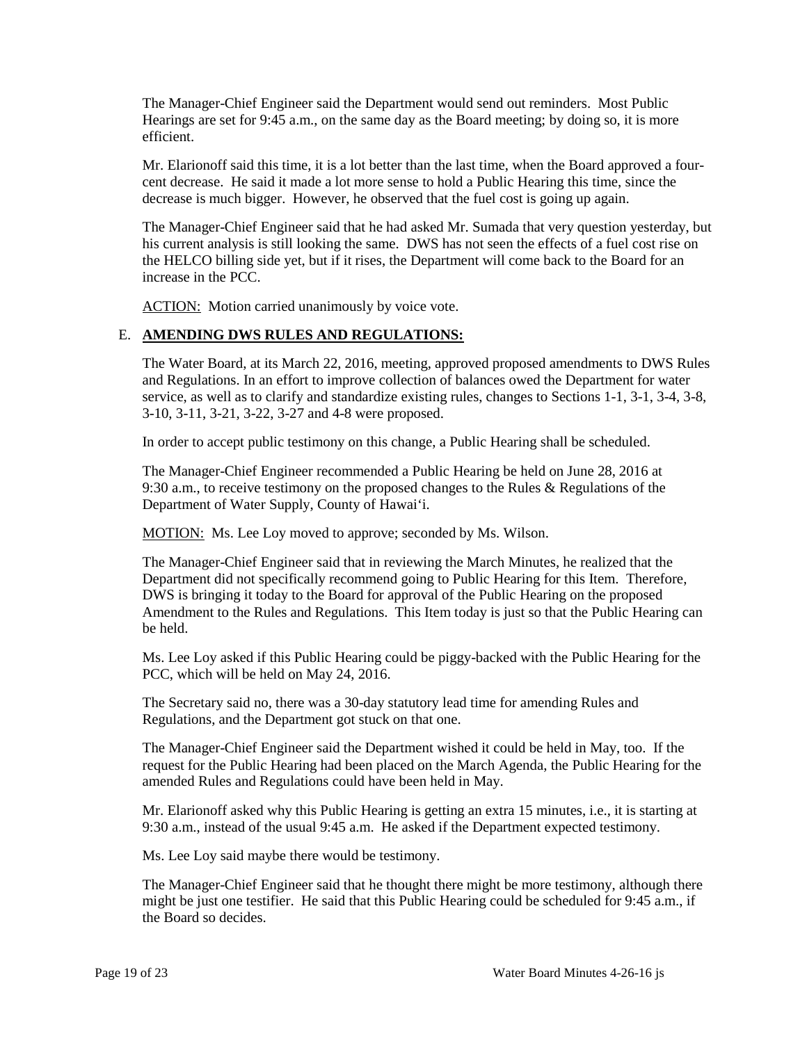The Manager-Chief Engineer said the Department would send out reminders. Most Public Hearings are set for 9:45 a.m., on the same day as the Board meeting; by doing so, it is more efficient.

Mr. Elarionoff said this time, it is a lot better than the last time, when the Board approved a four-cent decrease. He said it made a lot more sense to hold a Public Hearing this time, since the decrease is much bigger. However, he observed that the fuel cost is going up again.

The Manager-Chief Engineer said that he had asked Mr. Sumada that very question yesterday, but his current analysis is still looking the same. DWS has not seen the effects of a fuel cost rise on the HELCO billing side yet, but if it rises, the Department will come back to the Board for an increase in the PCC.

ACTION: Motion carried unanimously by voice vote.

E. **AMENDING DWS RULES AND REGULATIONS:**

The Water Board, at its March 22, 2016, meeting, approved proposed amendments to DWS Rules and Regulations. In an effort to improve collection of balances owed the Department for water service, as well as to clarify and standardize existing rules, changes to Sections 1-1, 3-1, 3-4, 3-8, 3-10, 3-11, 3-21, 3-22, 3-27 and 4-8 were proposed.

In order to accept public testimony on this change, a Public Hearing shall be scheduled.

The Manager-Chief Engineer recommended a Public Hearing be held on June 28, 2016 at 9:30 a.m., to receive testimony on the proposed changes to the Rules & Regulations of the Department of Water Supply, County of Hawai'i.

MOTION: Ms. Lee Loy moved to approve; seconded by Ms. Wilson.

The Manager-Chief Engineer said that in reviewing the March Minutes, he realized that the Department did not specifically recommend going to Public Hearing for this Item. Therefore, DWS is bringing it today to the Board for approval of the Public Hearing on the proposed Amendment to the Rules and Regulations. This Item today is just so that the Public Hearing can be held.

Ms. Lee Loy asked if this Public Hearing could be piggy-backed with the Public Hearing for the PCC, which will be held on May 24, 2016.

The Secretary said no, there was a 30-day statutory lead time for amending Rules and Regulations, and the Department got stuck on that one.

The Manager-Chief Engineer said the Department wished it could be held in May, too. If the request for the Public Hearing had been placed on the March Agenda, the Public Hearing for the amended Rules and Regulations could have been held in May.

Mr. Elarionoff asked why this Public Hearing is getting an extra 15 minutes, i.e., it is starting at 9:30 a.m., instead of the usual 9:45 a.m. He asked if the Department expected testimony.

Ms. Lee Loy said maybe there would be testimony.

The Manager-Chief Engineer said that he thought there might be more testimony, although there might be just one testifier. He said that this Public Hearing could be scheduled for 9:45 a.m., if the Board so decides.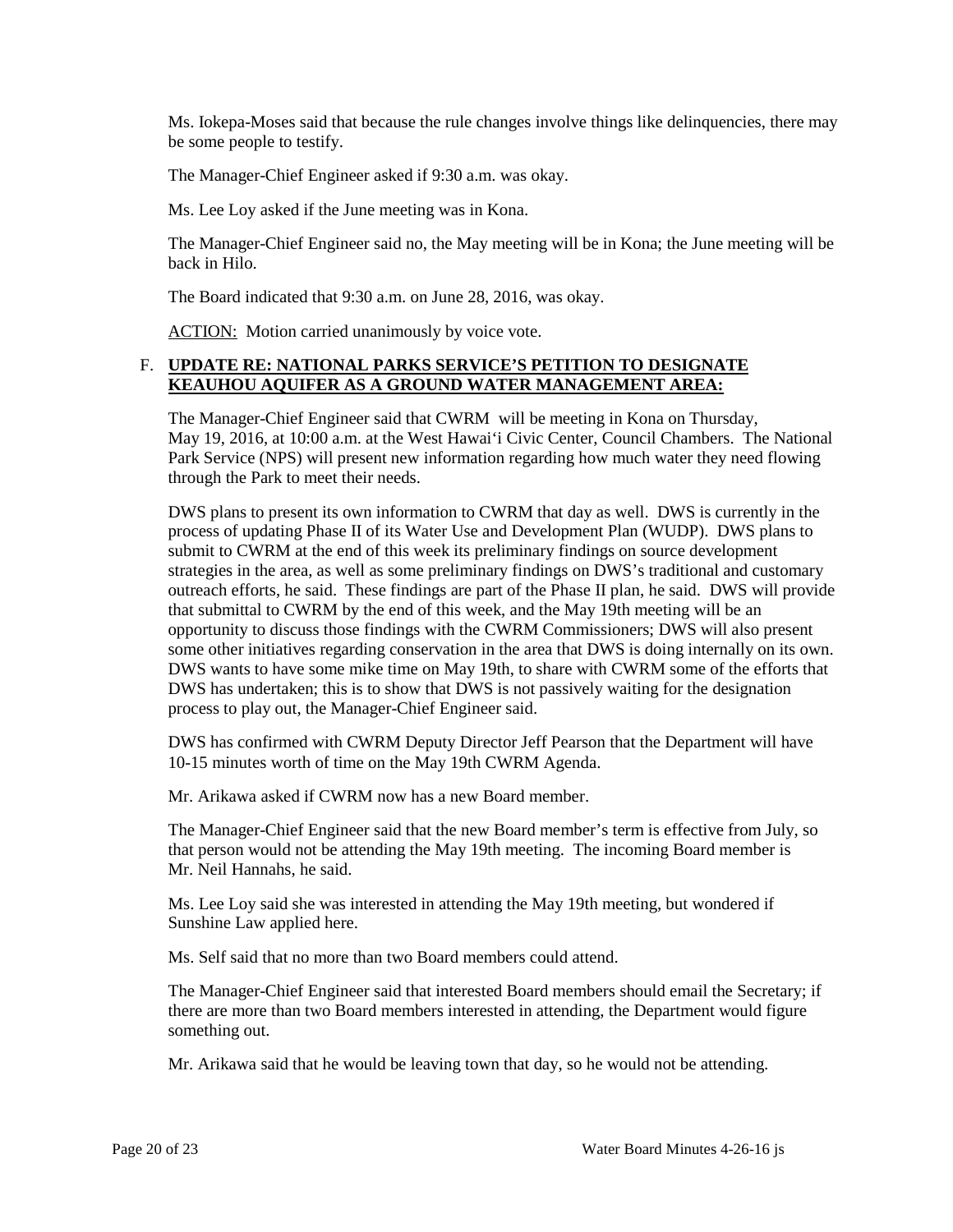Ms. Iokepa-Moses said that because the rule changes involve things like delinquencies, there may be some people to testify.

The Manager-Chief Engineer asked if 9:30 a.m. was okay.

Ms. Lee Loy asked if the June meeting was in Kona.

The Manager-Chief Engineer said no, the May meeting will be in Kona; the June meeting will be back in Hilo.

The Board indicated that 9:30 a.m. on June 28, 2016, was okay.

ACTION: Motion carried unanimously by voice vote.

F. **UPDATE RE: NATIONAL PARKS SERVICE'S PETITION TO DESIGNATE KEAUHOU AQUIFER AS A GROUND WATER MANAGEMENT AREA:**

The Manager-Chief Engineer said that CWRM will be meeting in Kona on Thursday, May 19, 2016, at 10:00 a.m. at the West Hawai'i Civic Center, Council Chambers. The National Park Service (NPS) will present new information regarding how much water they need flowing through the Park to meet their needs.

DWS plans to present its own information to CWRM that day as well. DWS is currently in the process of updating Phase II of its Water Use and Development Plan (WUDP). DWS plans to submit to CWRM at the end of this week its preliminary findings on source development strategies in the area, as well as some preliminary findings on DWS's traditional and customary outreach efforts, he said. These findings are part of the Phase II plan, he said. DWS will provide that submittal to CWRM by the end of this week, and the May 19th meeting will be an opportunity to discuss those findings with the CWRM Commissioners; DWS will also present some other initiatives regarding conservation in the area that DWS is doing internally on its own. DWS wants to have some mike time on May 19th, to share with CWRM some of the efforts that DWS has undertaken; this is to show that DWS is not passively waiting for the designation process to play out, the Manager-Chief Engineer said.

DWS has confirmed with CWRM Deputy Director Jeff Pearson that the Department will have 10-15 minutes worth of time on the May 19th CWRM Agenda.

Mr. Arikawa asked if CWRM now has a new Board member.

The Manager-Chief Engineer said that the new Board member's term is effective from July, so that person would not be attending the May 19th meeting. The incoming Board member is Mr. Neil Hannahs, he said.

Ms. Lee Loy said she was interested in attending the May 19th meeting, but wondered if Sunshine Law applied here.

Ms. Self said that no more than two Board members could attend.

The Manager-Chief Engineer said that interested Board members should email the Secretary; if there are more than two Board members interested in attending, the Department would figure something out.

Mr. Arikawa said that he would be leaving town that day, so he would not be attending.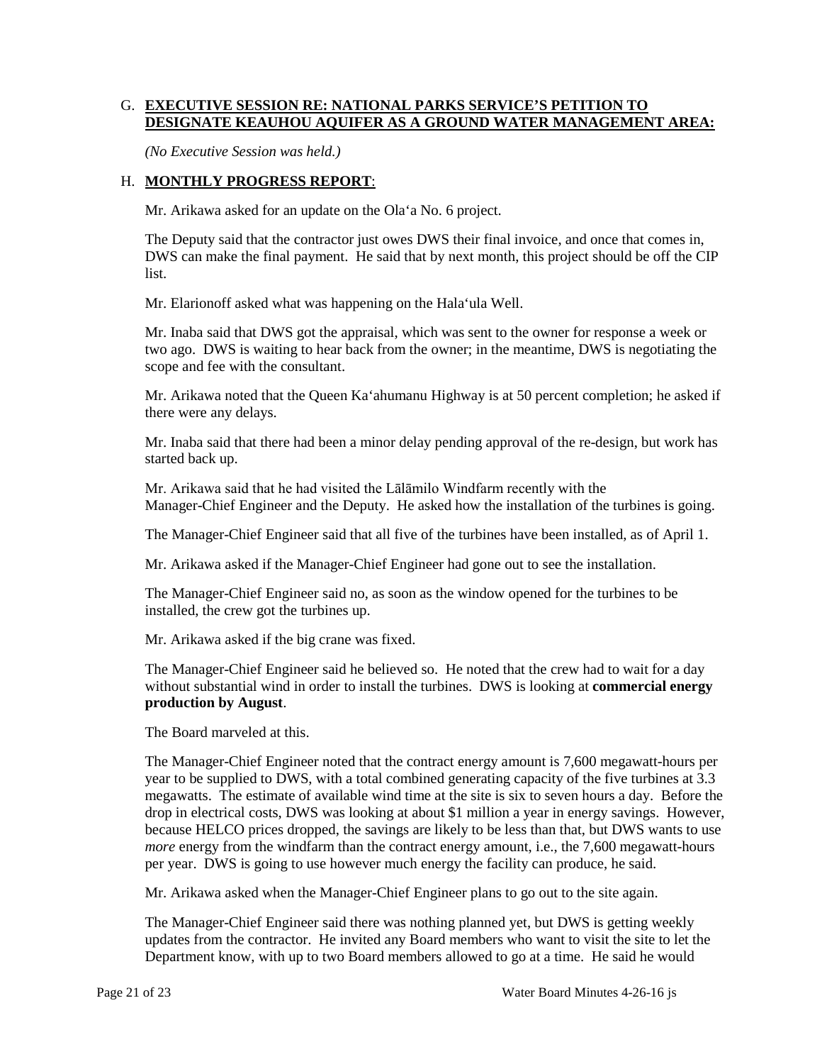G. **EXECUTIVE SESSION RE: NATIONAL PARKS SERVICE'S PETITION TO DESIGNATE KEAUHOU AQUIFER AS A GROUND WATER MANAGEMENT AREA:**

*(No Executive Session was held.)*

H. **MONTHLY PROGRESS REPORT**:

Mr. Arikawa asked for an update on the Olaʻa No. 6 project.

The Deputy said that the contractor just owes DWS their final invoice, and once that comes in, DWS can make the final payment. He said that by next month, this project should be off the CIP list.

Mr. Elarionoff asked what was happening on the Halaʻula Well.

Mr. Inaba said that DWS got the appraisal, which was sent to the owner for response a week or two ago. DWS is waiting to hear back from the owner; in the meantime, DWS is negotiating the scope and fee with the consultant.

Mr. Arikawa noted that the Queen Kaʻahumanu Highway is at 50 percent completion; he asked if there were any delays.

Mr. Inaba said that there had been a minor delay pending approval of the re-design, but work has started back up.

Mr. Arikawa said that he had visited the Lālāmilo Windfarm recently with the Manager-Chief Engineer and the Deputy. He asked how the installation of the turbines is going.

The Manager-Chief Engineer said that all five of the turbines have been installed, as of April 1.

Mr. Arikawa asked if the Manager-Chief Engineer had gone out to see the installation.

The Manager-Chief Engineer said no, as soon as the window opened for the turbines to be installed, the crew got the turbines up.

Mr. Arikawa asked if the big crane was fixed.

The Manager-Chief Engineer said he believed so. He noted that the crew had to wait for a day without substantial wind in order to install the turbines. DWS is looking at **commercial energy production by August**.

The Board marveled at this.

The Manager-Chief Engineer noted that the contract energy amount is 7,600 megawatt-hours per year to be supplied to DWS, with a total combined generating capacity of the five turbines at 3.3 megawatts. The estimate of available wind time at the site is six to seven hours a day. Before the drop in electrical costs, DWS was looking at about $1 million a year in energy savings. However, because HELCO prices dropped, the savings are likely to be less than that, but DWS wants to use *more* energy from the windfarm than the contract energy amount, i.e., the 7,600 megawatt-hours per year. DWS is going to use however much energy the facility can produce, he said.

Mr. Arikawa asked when the Manager-Chief Engineer plans to go out to the site again.

The Manager-Chief Engineer said there was nothing planned yet, but DWS is getting weekly updates from the contractor. He invited any Board members who want to visit the site to let the Department know, with up to two Board members allowed to go at a time. He said he would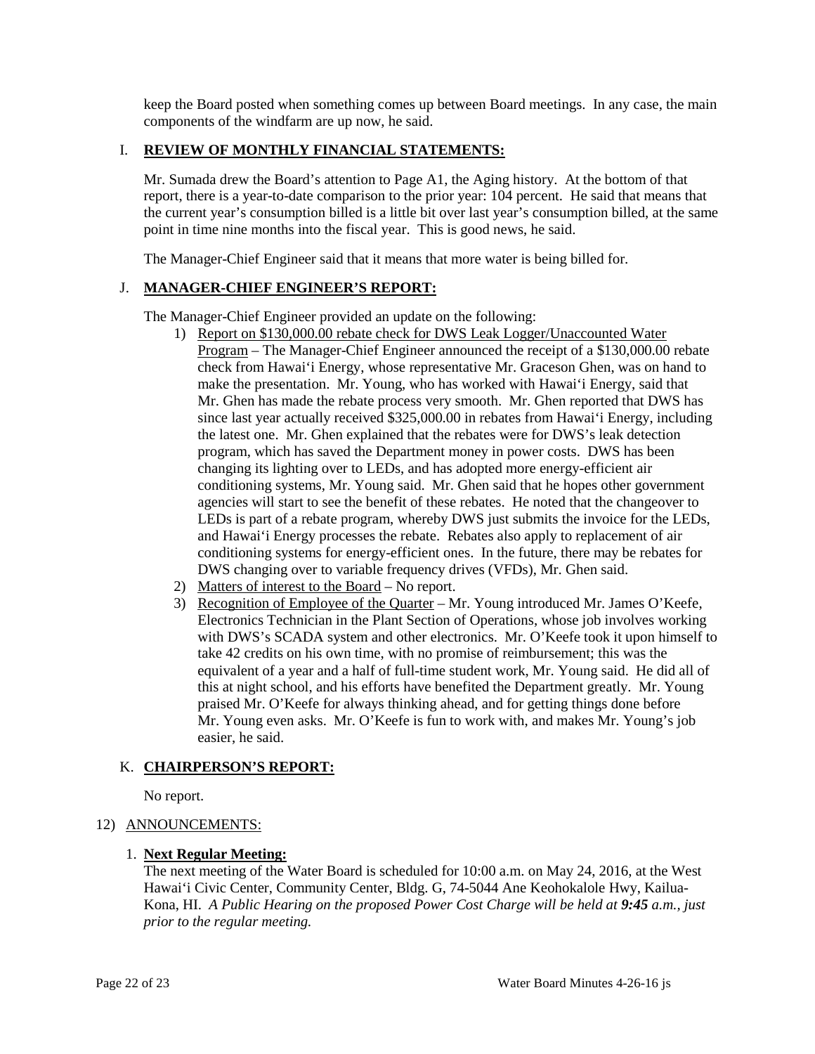keep the Board posted when something comes up between Board meetings. In any case, the main components of the windfarm are up now, he said.

## I. **REVIEW OF MONTHLY FINANCIAL STATEMENTS:**

Mr. Sumada drew the Board's attention to Page A1, the Aging history. At the bottom of that report, there is a year-to-date comparison to the prior year: 104 percent. He said that means that the current year's consumption billed is a little bit over last year's consumption billed, at the same point in time nine months into the fiscal year. This is good news, he said.

The Manager-Chief Engineer said that it means that more water is being billed for.

## J. **MANAGER-CHIEF ENGINEER'S REPORT:**

The Manager-Chief Engineer provided an update on the following:

1) Report on $130,000.00 rebate check for DWS Leak Logger/Unaccounted Water Program – The Manager-Chief Engineer announced the receipt of a $130,000.00 rebate check from Hawai‘i Energy, whose representative Mr. Graceson Ghen, was on hand to make the presentation. Mr. Young, who has worked with Hawai‘i Energy, said that Mr. Ghen has made the rebate process very smooth. Mr. Ghen reported that DWS has since last year actually received $325,000.00 in rebates from Hawai‘i Energy, including the latest one. Mr. Ghen explained that the rebates were for DWS's leak detection program, which has saved the Department money in power costs. DWS has been changing its lighting over to LEDs, and has adopted more energy-efficient air conditioning systems, Mr. Young said. Mr. Ghen said that he hopes other government agencies will start to see the benefit of these rebates. He noted that the changeover to LEDs is part of a rebate program, whereby DWS just submits the invoice for the LEDs, and Hawai‘i Energy processes the rebate. Rebates also apply to replacement of air conditioning systems for energy-efficient ones. In the future, there may be rebates for DWS changing over to variable frequency drives (VFDs), Mr. Ghen said.
2) Matters of interest to the Board – No report.
3) Recognition of Employee of the Quarter – Mr. Young introduced Mr. James O'Keefe, Electronics Technician in the Plant Section of Operations, whose job involves working with DWS's SCADA system and other electronics. Mr. O'Keefe took it upon himself to take 42 credits on his own time, with no promise of reimbursement; this was the equivalent of a year and a half of full-time student work, Mr. Young said. He did all of this at night school, and his efforts have benefited the Department greatly. Mr. Young praised Mr. O'Keefe for always thinking ahead, and for getting things done before Mr. Young even asks. Mr. O'Keefe is fun to work with, and makes Mr. Young's job easier, he said.

## K. **CHAIRPERSON'S REPORT:**

No report.

## 12) ANNOUNCEMENTS:

1. **Next Regular Meeting:**
The next meeting of the Water Board is scheduled for 10:00 a.m. on May 24, 2016, at the West Hawai‘i Civic Center, Community Center, Bldg. G, 74-5044 Ane Keohokalole Hwy, Kailua-Kona, HI. *A Public Hearing on the proposed Power Cost Charge will be held at **9:45** a.m., just prior to the regular meeting.*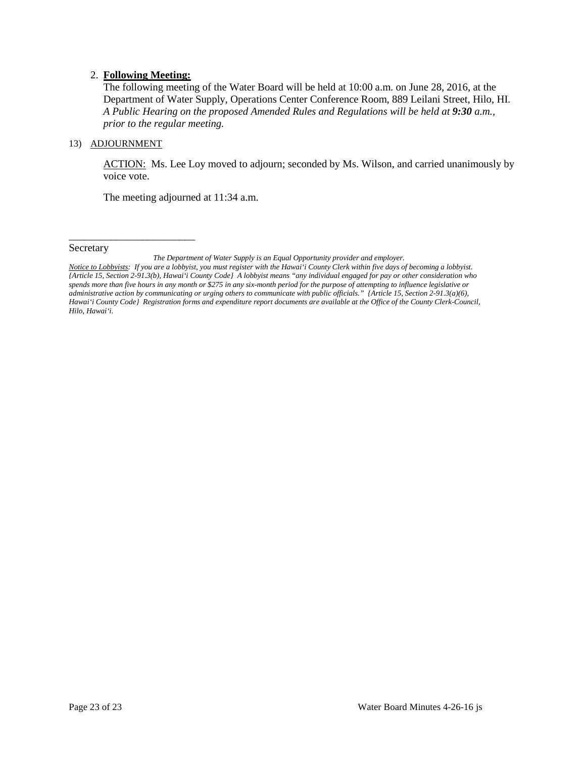2. **Following Meeting:**

   The following meeting of the Water Board will be held at 10:00 a.m. on June 28, 2016, at the Department of Water Supply, Operations Center Conference Room, 889 Leilani Street, Hilo, HI. *A Public Hearing on the proposed Amended Rules and Regulations will be held at **9:30** a.m., prior to the regular meeting.*

13) ADJOURNMENT

ACTION: Ms. Lee Loy moved to adjourn; seconded by Ms. Wilson, and carried unanimously by voice vote.

The meeting adjourned at 11:34 a.m.

_________________________

Secretary

*The Department of Water Supply is an Equal Opportunity provider and employer.*

*Notice to Lobbyists: If you are a lobbyist, you must register with the Hawai'i County Clerk within five days of becoming a lobbyist. {Article 15, Section 2-91.3(b), Hawai'i County Code} A lobbyist means "any individual engaged for pay or other consideration who spends more than five hours in any month or $275 in any six-month period for the purpose of attempting to influence legislative or administrative action by communicating or urging others to communicate with public officials." {Article 15, Section 2-91.3(a)(6), Hawai'i County Code} Registration forms and expenditure report documents are available at the Office of the County Clerk-Council, Hilo, Hawai'i.*